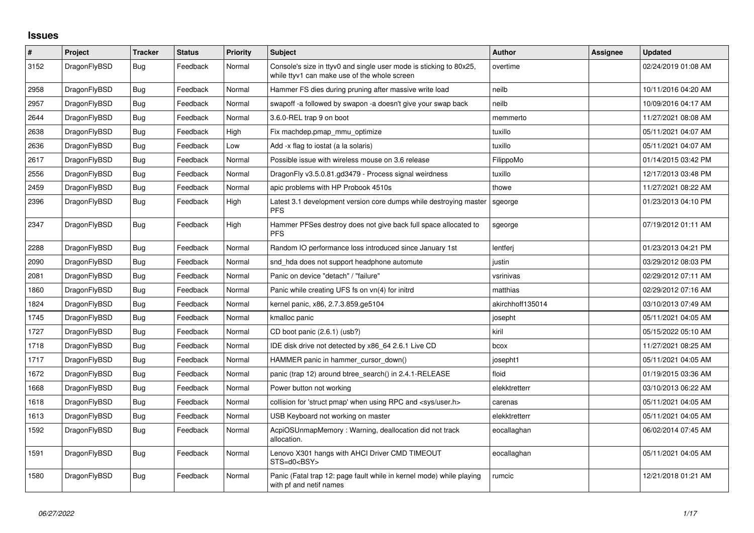# Issues

| # | Project | Tracker | Status | Priority | Subject | Author | Assignee | Updated |
|---|---|---|---|---|---|---|---|---|
| 3152 | DragonFlyBSD | Bug | Feedback | Normal | Console's size in ttyv0 and single user mode is sticking to 80x25, while ttyv1 can make use of the whole screen | overtime | | 02/24/2019 01:08 AM |
| 2958 | DragonFlyBSD | Bug | Feedback | Normal | Hammer FS dies during pruning after massive write load | neilb | | 10/11/2016 04:20 AM |
| 2957 | DragonFlyBSD | Bug | Feedback | Normal | swapoff -a followed by swapon -a doesn't give your swap back | neilb | | 10/09/2016 04:17 AM |
| 2644 | DragonFlyBSD | Bug | Feedback | Normal | 3.6.0-REL trap 9 on boot | memmerto | | 11/27/2021 08:08 AM |
| 2638 | DragonFlyBSD | Bug | Feedback | High | Fix machdep.pmap_mmu_optimize | tuxillo | | 05/11/2021 04:07 AM |
| 2636 | DragonFlyBSD | Bug | Feedback | Low | Add -x flag to iostat (a la solaris) | tuxillo | | 05/11/2021 04:07 AM |
| 2617 | DragonFlyBSD | Bug | Feedback | Normal | Possible issue with wireless mouse on 3.6 release | FilippoMo | | 01/14/2015 03:42 PM |
| 2556 | DragonFlyBSD | Bug | Feedback | Normal | DragonFly v3.5.0.81.gd3479 - Process signal weirdness | tuxillo | | 12/17/2013 03:48 PM |
| 2459 | DragonFlyBSD | Bug | Feedback | Normal | apic problems with HP Probook 4510s | thowe | | 11/27/2021 08:22 AM |
| 2396 | DragonFlyBSD | Bug | Feedback | High | Latest 3.1 development version core dumps while destroying master PFS | sgeorge | | 01/23/2013 04:10 PM |
| 2347 | DragonFlyBSD | Bug | Feedback | High | Hammer PFSes destroy does not give back full space allocated to PFS | sgeorge | | 07/19/2012 01:11 AM |
| 2288 | DragonFlyBSD | Bug | Feedback | Normal | Random IO performance loss introduced since January 1st | lentferj | | 01/23/2013 04:21 PM |
| 2090 | DragonFlyBSD | Bug | Feedback | Normal | snd_hda does not support headphone automute | justin | | 03/29/2012 08:03 PM |
| 2081 | DragonFlyBSD | Bug | Feedback | Normal | Panic on device "detach" / "failure" | vsrinivas | | 02/29/2012 07:11 AM |
| 1860 | DragonFlyBSD | Bug | Feedback | Normal | Panic while creating UFS fs on vn(4) for initrd | matthias | | 02/29/2012 07:16 AM |
| 1824 | DragonFlyBSD | Bug | Feedback | Normal | kernel panic, x86, 2.7.3.859.ge5104 | akirchhoff135014 | | 03/10/2013 07:49 AM |
| 1745 | DragonFlyBSD | Bug | Feedback | Normal | kmalloc panic | josepht | | 05/11/2021 04:05 AM |
| 1727 | DragonFlyBSD | Bug | Feedback | Normal | CD boot panic (2.6.1) (usb?) | kiril | | 05/15/2022 05:10 AM |
| 1718 | DragonFlyBSD | Bug | Feedback | Normal | IDE disk drive not detected by x86_64 2.6.1 Live CD | bcox | | 11/27/2021 08:25 AM |
| 1717 | DragonFlyBSD | Bug | Feedback | Normal | HAMMER panic in hammer_cursor_down() | josepht1 | | 05/11/2021 04:05 AM |
| 1672 | DragonFlyBSD | Bug | Feedback | Normal | panic (trap 12) around btree_search() in 2.4.1-RELEASE | floid | | 01/19/2015 03:36 AM |
| 1668 | DragonFlyBSD | Bug | Feedback | Normal | Power button not working | elekktretterr | | 03/10/2013 06:22 AM |
| 1618 | DragonFlyBSD | Bug | Feedback | Normal | collision for 'struct pmap' when using RPC and <sys/user.h> | carenas | | 05/11/2021 04:05 AM |
| 1613 | DragonFlyBSD | Bug | Feedback | Normal | USB Keyboard not working on master | elekktretterr | | 05/11/2021 04:05 AM |
| 1592 | DragonFlyBSD | Bug | Feedback | Normal | AcpiOSUnmapMemory : Warning, deallocation did not track allocation. | eocallaghan | | 06/02/2014 07:45 AM |
| 1591 | DragonFlyBSD | Bug | Feedback | Normal | Lenovo X301 hangs with AHCI Driver CMD TIMEOUT STS=d0<BSY> | eocallaghan | | 05/11/2021 04:05 AM |
| 1580 | DragonFlyBSD | Bug | Feedback | Normal | Panic (Fatal trap 12: page fault while in kernel mode) while playing with pf and netif names | rumcic | | 12/21/2018 01:21 AM |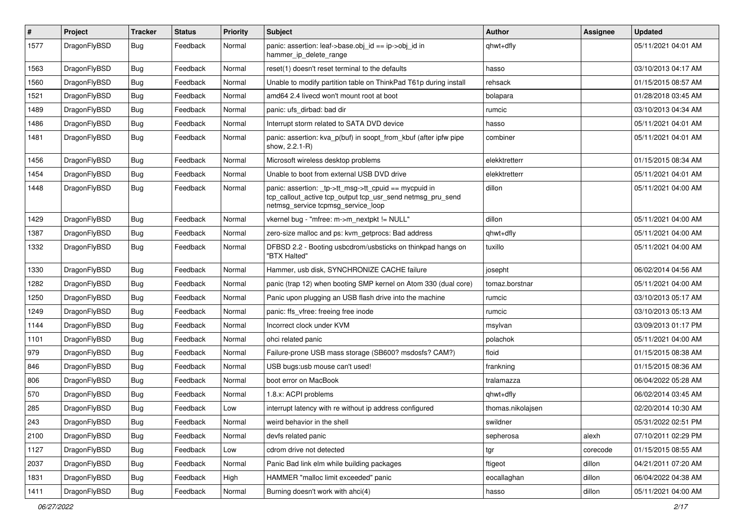| # | Project | Tracker | Status | Priority | Subject | Author | Assignee | Updated |
| --- | --- | --- | --- | --- | --- | --- | --- | --- |
| 1577 | DragonFlyBSD | Bug | Feedback | Normal | panic: assertion: leaf->base.obj_id == ip->obj_id in hammer_ip_delete_range | qhwt+dfly | | 05/11/2021 04:01 AM |
| 1563 | DragonFlyBSD | Bug | Feedback | Normal | reset(1) doesn't reset terminal to the defaults | hasso | | 03/10/2013 04:17 AM |
| 1560 | DragonFlyBSD | Bug | Feedback | Normal | Unable to modify partition table on ThinkPad T61p during install | rehsack | | 01/15/2015 08:57 AM |
| 1521 | DragonFlyBSD | Bug | Feedback | Normal | amd64 2.4 livecd won't mount root at boot | bolapara | | 01/28/2018 03:45 AM |
| 1489 | DragonFlyBSD | Bug | Feedback | Normal | panic: ufs_dirbad: bad dir | rumcic | | 03/10/2013 04:34 AM |
| 1486 | DragonFlyBSD | Bug | Feedback | Normal | Interrupt storm related to SATA DVD device | hasso | | 05/11/2021 04:01 AM |
| 1481 | DragonFlyBSD | Bug | Feedback | Normal | panic: assertion: kva_p(buf) in soopt_from_kbuf (after ipfw pipe show, 2.2.1-R) | combiner | | 05/11/2021 04:01 AM |
| 1456 | DragonFlyBSD | Bug | Feedback | Normal | Microsoft wireless desktop problems | elekktretterr | | 01/15/2015 08:34 AM |
| 1454 | DragonFlyBSD | Bug | Feedback | Normal | Unable to boot from external USB DVD drive | elekktretterr | | 05/11/2021 04:01 AM |
| 1448 | DragonFlyBSD | Bug | Feedback | Normal | panic: assertion: _tp->tt_msg->tt_cpuid == mycpuid in tcp_callout_active tcp_output tcp_usr_send netmsg_pru_send netmsg_service tcpmsg_service_loop | dillon | | 05/11/2021 04:00 AM |
| 1429 | DragonFlyBSD | Bug | Feedback | Normal | vkernel bug - "mfree: m->m_nextpkt != NULL" | dillon | | 05/11/2021 04:00 AM |
| 1387 | DragonFlyBSD | Bug | Feedback | Normal | zero-size malloc and ps: kvm_getprocs: Bad address | qhwt+dfly | | 05/11/2021 04:00 AM |
| 1332 | DragonFlyBSD | Bug | Feedback | Normal | DFBSD 2.2 - Booting usbcdrom/usbsticks on thinkpad hangs on "BTX Halted" | tuxillo | | 05/11/2021 04:00 AM |
| 1330 | DragonFlyBSD | Bug | Feedback | Normal | Hammer, usb disk, SYNCHRONIZE CACHE failure | josepht | | 06/02/2014 04:56 AM |
| 1282 | DragonFlyBSD | Bug | Feedback | Normal | panic (trap 12) when booting SMP kernel on Atom 330 (dual core) | tomaz.borstnar | | 05/11/2021 04:00 AM |
| 1250 | DragonFlyBSD | Bug | Feedback | Normal | Panic upon plugging an USB flash drive into the machine | rumcic | | 03/10/2013 05:17 AM |
| 1249 | DragonFlyBSD | Bug | Feedback | Normal | panic: ffs_vfree: freeing free inode | rumcic | | 03/10/2013 05:13 AM |
| 1144 | DragonFlyBSD | Bug | Feedback | Normal | Incorrect clock under KVM | msylvan | | 03/09/2013 01:17 PM |
| 1101 | DragonFlyBSD | Bug | Feedback | Normal | ohci related panic | polachok | | 05/11/2021 04:00 AM |
| 979 | DragonFlyBSD | Bug | Feedback | Normal | Failure-prone USB mass storage (SB600? msdosfs? CAM?) | floid | | 01/15/2015 08:38 AM |
| 846 | DragonFlyBSD | Bug | Feedback | Normal | USB bugs:usb mouse can't used! | frankning | | 01/15/2015 08:36 AM |
| 806 | DragonFlyBSD | Bug | Feedback | Normal | boot error on MacBook | tralamazza | | 06/04/2022 05:28 AM |
| 570 | DragonFlyBSD | Bug | Feedback | Normal | 1.8.x: ACPI problems | qhwt+dfly | | 06/02/2014 03:45 AM |
| 285 | DragonFlyBSD | Bug | Feedback | Low | interrupt latency with re without ip address configured | thomas.nikolajsen | | 02/20/2014 10:30 AM |
| 243 | DragonFlyBSD | Bug | Feedback | Normal | weird behavior in the shell | swildner | | 05/31/2022 02:51 PM |
| 2100 | DragonFlyBSD | Bug | Feedback | Normal | devfs related panic | sepherosa | alexh | 07/10/2011 02:29 PM |
| 1127 | DragonFlyBSD | Bug | Feedback | Low | cdrom drive not detected | tgr | corecode | 01/15/2015 08:55 AM |
| 2037 | DragonFlyBSD | Bug | Feedback | Normal | Panic Bad link elm while building packages | ftigeot | dillon | 04/21/2011 07:20 AM |
| 1831 | DragonFlyBSD | Bug | Feedback | High | HAMMER "malloc limit exceeded" panic | eocallaghan | dillon | 06/04/2022 04:38 AM |
| 1411 | DragonFlyBSD | Bug | Feedback | Normal | Burning doesn't work with ahci(4) | hasso | dillon | 05/11/2021 04:00 AM |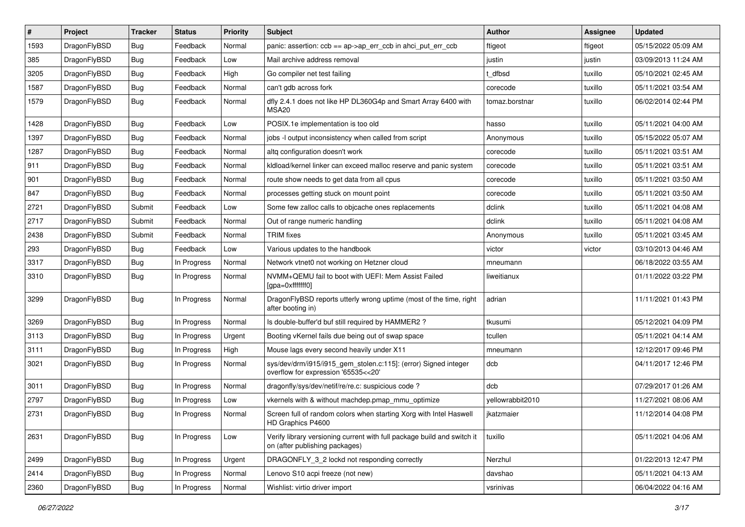| # | Project | Tracker | Status | Priority | Subject | Author | Assignee | Updated |
|---|---|---|---|---|---|---|---|---|
| 1593 | DragonFlyBSD | Bug | Feedback | Normal | panic: assertion: ccb == ap->ap_err_ccb in ahci_put_err_ccb | ftigeot | ftigeot | 05/15/2022 05:09 AM |
| 385 | DragonFlyBSD | Bug | Feedback | Low | Mail archive address removal | justin | justin | 03/09/2013 11:24 AM |
| 3205 | DragonFlyBSD | Bug | Feedback | High | Go compiler net test failing | t_dfbsd | tuxillo | 05/10/2021 02:45 AM |
| 1587 | DragonFlyBSD | Bug | Feedback | Normal | can't gdb across fork | corecode | tuxillo | 05/11/2021 03:54 AM |
| 1579 | DragonFlyBSD | Bug | Feedback | Normal | dfly 2.4.1 does not like HP DL360G4p and Smart Array 6400 with MSA20 | tomaz.borstnar | tuxillo | 06/02/2014 02:44 PM |
| 1428 | DragonFlyBSD | Bug | Feedback | Low | POSIX.1e implementation is too old | hasso | tuxillo | 05/11/2021 04:00 AM |
| 1397 | DragonFlyBSD | Bug | Feedback | Normal | jobs -l output inconsistency when called from script | Anonymous | tuxillo | 05/15/2022 05:07 AM |
| 1287 | DragonFlyBSD | Bug | Feedback | Normal | altq configuration doesn't work | corecode | tuxillo | 05/11/2021 03:51 AM |
| 911 | DragonFlyBSD | Bug | Feedback | Normal | kldload/kernel linker can exceed malloc reserve and panic system | corecode | tuxillo | 05/11/2021 03:51 AM |
| 901 | DragonFlyBSD | Bug | Feedback | Normal | route show needs to get data from all cpus | corecode | tuxillo | 05/11/2021 03:50 AM |
| 847 | DragonFlyBSD | Bug | Feedback | Normal | processes getting stuck on mount point | corecode | tuxillo | 05/11/2021 03:50 AM |
| 2721 | DragonFlyBSD | Submit | Feedback | Low | Some few zalloc calls to objcache ones replacements | dclink | tuxillo | 05/11/2021 04:08 AM |
| 2717 | DragonFlyBSD | Submit | Feedback | Normal | Out of range numeric handling | dclink | tuxillo | 05/11/2021 04:08 AM |
| 2438 | DragonFlyBSD | Submit | Feedback | Normal | TRIM fixes | Anonymous | tuxillo | 05/11/2021 03:45 AM |
| 293 | DragonFlyBSD | Bug | Feedback | Low | Various updates to the handbook | victor | victor | 03/10/2013 04:46 AM |
| 3317 | DragonFlyBSD | Bug | In Progress | Normal | Network vtnet0 not working on Hetzner cloud | mneumann | | 06/18/2022 03:55 AM |
| 3310 | DragonFlyBSD | Bug | In Progress | Normal | NVMM+QEMU fail to boot with UEFI: Mem Assist Failed [gpa=0xfffffff0] | liweitianux | | 01/11/2022 03:22 PM |
| 3299 | DragonFlyBSD | Bug | In Progress | Normal | DragonFlyBSD reports utterly wrong uptime (most of the time, right after booting in) | adrian | | 11/11/2021 01:43 PM |
| 3269 | DragonFlyBSD | Bug | In Progress | Normal | Is double-buffer'd buf still required by HAMMER2 ? | tkusumi | | 05/12/2021 04:09 PM |
| 3113 | DragonFlyBSD | Bug | In Progress | Urgent | Booting vKernel fails due being out of swap space | tcullen | | 05/11/2021 04:14 AM |
| 3111 | DragonFlyBSD | Bug | In Progress | High | Mouse lags every second heavily under X11 | mneumann | | 12/12/2017 09:46 PM |
| 3021 | DragonFlyBSD | Bug | In Progress | Normal | sys/dev/drm/i915/i915_gem_stolen.c:115]: (error) Signed integer overflow for expression '65535<<20' | dcb | | 04/11/2017 12:46 PM |
| 3011 | DragonFlyBSD | Bug | In Progress | Normal | dragonfly/sys/dev/netif/re/re.c: suspicious code ? | dcb | | 07/29/2017 01:26 AM |
| 2797 | DragonFlyBSD | Bug | In Progress | Low | vkernels with & without machdep.pmap_mmu_optimize | yellowrabbit2010 | | 11/27/2021 08:06 AM |
| 2731 | DragonFlyBSD | Bug | In Progress | Normal | Screen full of random colors when starting Xorg with Intel Haswell HD Graphics P4600 | jkatzmaier | | 11/12/2014 04:08 PM |
| 2631 | DragonFlyBSD | Bug | In Progress | Low | Verify library versioning current with full package build and switch it on (after publishing packages) | tuxillo | | 05/11/2021 04:06 AM |
| 2499 | DragonFlyBSD | Bug | In Progress | Urgent | DRAGONFLY_3_2 lockd not responding correctly | Nerzhul | | 01/22/2013 12:47 PM |
| 2414 | DragonFlyBSD | Bug | In Progress | Normal | Lenovo S10 acpi freeze (not new) | davshao | | 05/11/2021 04:13 AM |
| 2360 | DragonFlyBSD | Bug | In Progress | Normal | Wishlist: virtio driver import | vsrinivas | | 06/04/2022 04:16 AM |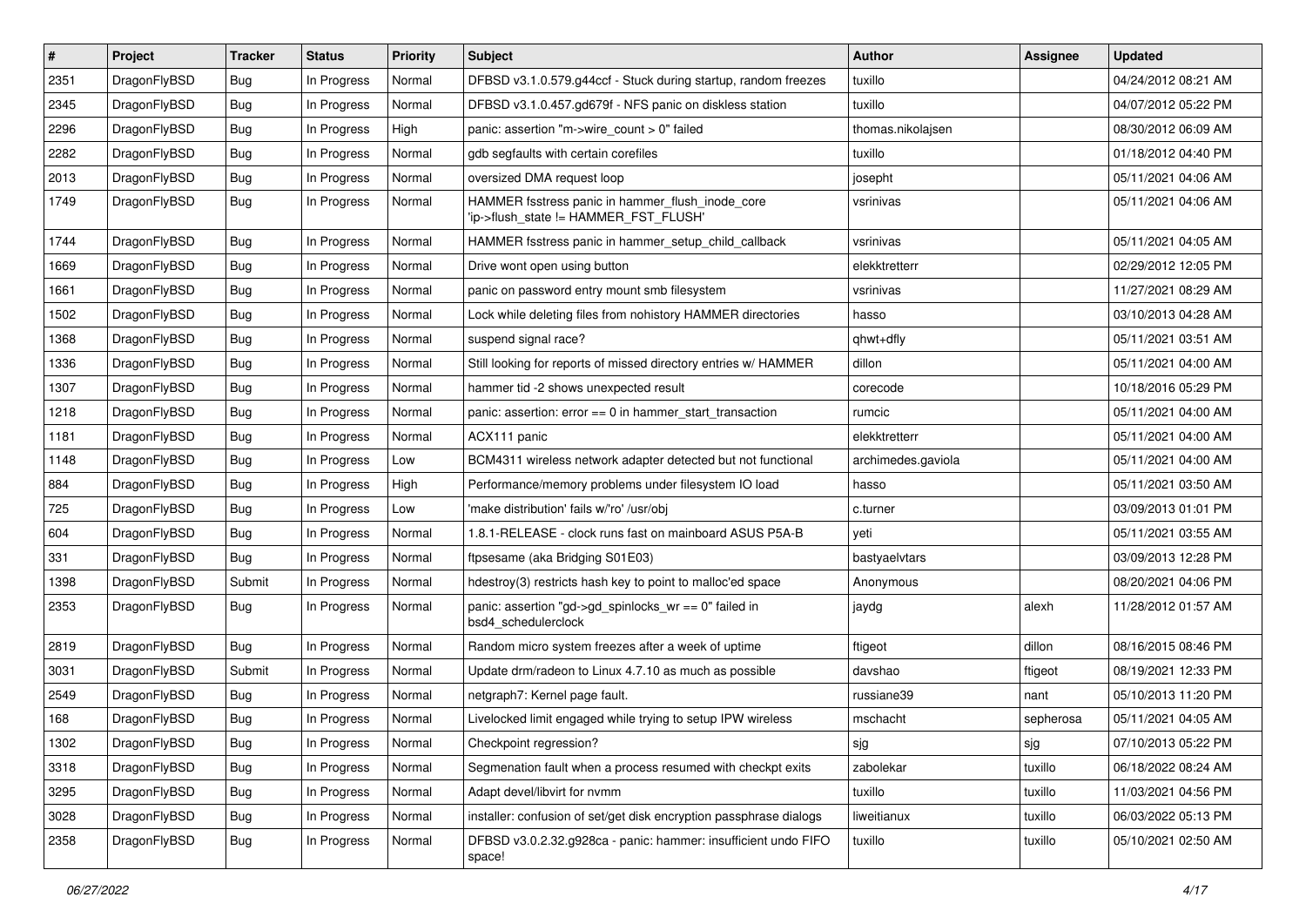| # | Project | Tracker | Status | Priority | Subject | Author | Assignee | Updated |
|---|---|---|---|---|---|---|---|---|
| 2351 | DragonFlyBSD | Bug | In Progress | Normal | DFBSD v3.1.0.579.g44ccf - Stuck during startup, random freezes | tuxillo | | 04/24/2012 08:21 AM |
| 2345 | DragonFlyBSD | Bug | In Progress | Normal | DFBSD v3.1.0.457.gd679f - NFS panic on diskless station | tuxillo | | 04/07/2012 05:22 PM |
| 2296 | DragonFlyBSD | Bug | In Progress | High | panic: assertion "m->wire_count > 0" failed | thomas.nikolajsen | | 08/30/2012 06:09 AM |
| 2282 | DragonFlyBSD | Bug | In Progress | Normal | gdb segfaults with certain corefiles | tuxillo | | 01/18/2012 04:40 PM |
| 2013 | DragonFlyBSD | Bug | In Progress | Normal | oversized DMA request loop | josepht | | 05/11/2021 04:06 AM |
| 1749 | DragonFlyBSD | Bug | In Progress | Normal | HAMMER fsstress panic in hammer_flush_inode_core 'ip->flush_state != HAMMER_FST_FLUSH' | vsrinivas | | 05/11/2021 04:06 AM |
| 1744 | DragonFlyBSD | Bug | In Progress | Normal | HAMMER fsstress panic in hammer_setup_child_callback | vsrinivas | | 05/11/2021 04:05 AM |
| 1669 | DragonFlyBSD | Bug | In Progress | Normal | Drive wont open using button | elekktretterr | | 02/29/2012 12:05 PM |
| 1661 | DragonFlyBSD | Bug | In Progress | Normal | panic on password entry mount smb filesystem | vsrinivas | | 11/27/2021 08:29 AM |
| 1502 | DragonFlyBSD | Bug | In Progress | Normal | Lock while deleting files from nohistory HAMMER directories | hasso | | 03/10/2013 04:28 AM |
| 1368 | DragonFlyBSD | Bug | In Progress | Normal | suspend signal race? | qhwt+dfly | | 05/11/2021 03:51 AM |
| 1336 | DragonFlyBSD | Bug | In Progress | Normal | Still looking for reports of missed directory entries w/ HAMMER | dillon | | 05/11/2021 04:00 AM |
| 1307 | DragonFlyBSD | Bug | In Progress | Normal | hammer tid -2 shows unexpected result | corecode | | 10/18/2016 05:29 PM |
| 1218 | DragonFlyBSD | Bug | In Progress | Normal | panic: assertion: error == 0 in hammer_start_transaction | rumcic | | 05/11/2021 04:00 AM |
| 1181 | DragonFlyBSD | Bug | In Progress | Normal | ACX111 panic | elekktretterr | | 05/11/2021 04:00 AM |
| 1148 | DragonFlyBSD | Bug | In Progress | Low | BCM4311 wireless network adapter detected but not functional | archimedes.gaviola | | 05/11/2021 04:00 AM |
| 884 | DragonFlyBSD | Bug | In Progress | High | Performance/memory problems under filesystem IO load | hasso | | 05/11/2021 03:50 AM |
| 725 | DragonFlyBSD | Bug | In Progress | Low | 'make distribution' fails w/'ro' /usr/obj | c.turner | | 03/09/2013 01:01 PM |
| 604 | DragonFlyBSD | Bug | In Progress | Normal | 1.8.1-RELEASE - clock runs fast on mainboard ASUS P5A-B | yeti | | 05/11/2021 03:55 AM |
| 331 | DragonFlyBSD | Bug | In Progress | Normal | ftpsesame (aka Bridging S01E03) | bastyaelvtars | | 03/09/2013 12:28 PM |
| 1398 | DragonFlyBSD | Submit | In Progress | Normal | hdestroy(3) restricts hash key to point to malloc'ed space | Anonymous | | 08/20/2021 04:06 PM |
| 2353 | DragonFlyBSD | Bug | In Progress | Normal | panic: assertion "gd->gd_spinlocks_wr == 0" failed in bsd4_schedulerclock | jaydg | alexh | 11/28/2012 01:57 AM |
| 2819 | DragonFlyBSD | Bug | In Progress | Normal | Random micro system freezes after a week of uptime | ftigeot | dillon | 08/16/2015 08:46 PM |
| 3031 | DragonFlyBSD | Submit | In Progress | Normal | Update drm/radeon to Linux 4.7.10 as much as possible | davshao | ftigeot | 08/19/2021 12:33 PM |
| 2549 | DragonFlyBSD | Bug | In Progress | Normal | netgraph7: Kernel page fault. | russiane39 | nant | 05/10/2013 11:20 PM |
| 168 | DragonFlyBSD | Bug | In Progress | Normal | Livelocked limit engaged while trying to setup IPW wireless | mschacht | sepherosa | 05/11/2021 04:05 AM |
| 1302 | DragonFlyBSD | Bug | In Progress | Normal | Checkpoint regression? | sjg | sjg | 07/10/2013 05:22 PM |
| 3318 | DragonFlyBSD | Bug | In Progress | Normal | Segmenation fault when a process resumed with checkpt exits | zabolekar | tuxillo | 06/18/2022 08:24 AM |
| 3295 | DragonFlyBSD | Bug | In Progress | Normal | Adapt devel/libvirt for nvmm | tuxillo | tuxillo | 11/03/2021 04:56 PM |
| 3028 | DragonFlyBSD | Bug | In Progress | Normal | installer: confusion of set/get disk encryption passphrase dialogs | liweitianux | tuxillo | 06/03/2022 05:13 PM |
| 2358 | DragonFlyBSD | Bug | In Progress | Normal | DFBSD v3.0.2.32.g928ca - panic: hammer: insufficient undo FIFO space! | tuxillo | tuxillo | 05/10/2021 02:50 AM |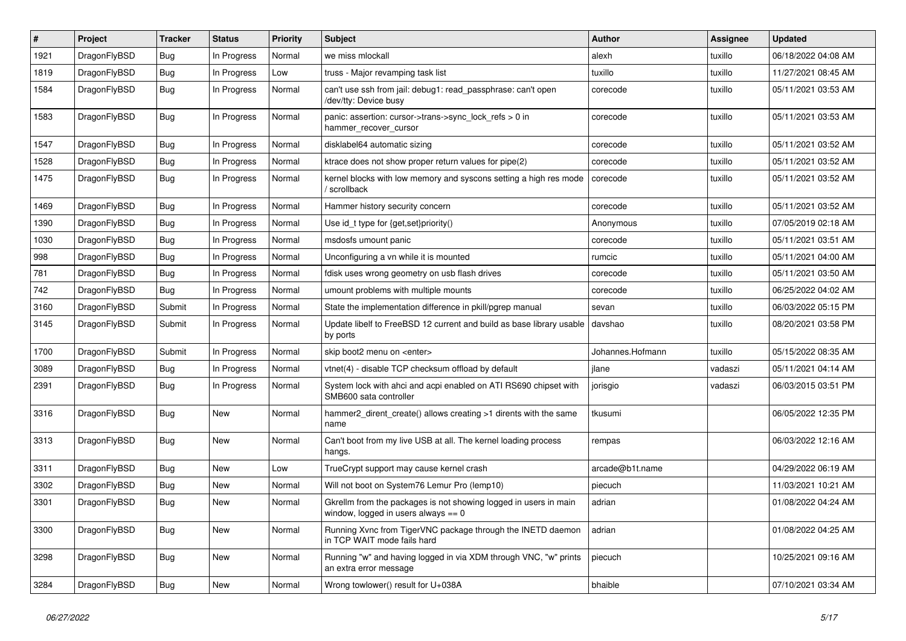| # | Project | Tracker | Status | Priority | Subject | Author | Assignee | Updated |
|---|---|---|---|---|---|---|---|---|
| 1921 | DragonFlyBSD | Bug | In Progress | Normal | we miss mlockall | alexh | tuxillo | 06/18/2022 04:08 AM |
| 1819 | DragonFlyBSD | Bug | In Progress | Low | truss - Major revamping task list | tuxillo | tuxillo | 11/27/2021 08:45 AM |
| 1584 | DragonFlyBSD | Bug | In Progress | Normal | can't use ssh from jail: debug1: read_passphrase: can't open /dev/tty: Device busy | corecode | tuxillo | 05/11/2021 03:53 AM |
| 1583 | DragonFlyBSD | Bug | In Progress | Normal | panic: assertion: cursor->trans->sync_lock_refs > 0 in hammer_recover_cursor | corecode | tuxillo | 05/11/2021 03:53 AM |
| 1547 | DragonFlyBSD | Bug | In Progress | Normal | disklabel64 automatic sizing | corecode | tuxillo | 05/11/2021 03:52 AM |
| 1528 | DragonFlyBSD | Bug | In Progress | Normal | ktrace does not show proper return values for pipe(2) | corecode | tuxillo | 05/11/2021 03:52 AM |
| 1475 | DragonFlyBSD | Bug | In Progress | Normal | kernel blocks with low memory and syscons setting a high res mode / scrollback | corecode | tuxillo | 05/11/2021 03:52 AM |
| 1469 | DragonFlyBSD | Bug | In Progress | Normal | Hammer history security concern | corecode | tuxillo | 05/11/2021 03:52 AM |
| 1390 | DragonFlyBSD | Bug | In Progress | Normal | Use id_t type for {get,set}priority() | Anonymous | tuxillo | 07/05/2019 02:18 AM |
| 1030 | DragonFlyBSD | Bug | In Progress | Normal | msdosfs umount panic | corecode | tuxillo | 05/11/2021 03:51 AM |
| 998 | DragonFlyBSD | Bug | In Progress | Normal | Unconfiguring a vn while it is mounted | rumcic | tuxillo | 05/11/2021 04:00 AM |
| 781 | DragonFlyBSD | Bug | In Progress | Normal | fdisk uses wrong geometry on usb flash drives | corecode | tuxillo | 05/11/2021 03:50 AM |
| 742 | DragonFlyBSD | Bug | In Progress | Normal | umount problems with multiple mounts | corecode | tuxillo | 06/25/2022 04:02 AM |
| 3160 | DragonFlyBSD | Submit | In Progress | Normal | State the implementation difference in pkill/pgrep manual | sevan | tuxillo | 06/03/2022 05:15 PM |
| 3145 | DragonFlyBSD | Submit | In Progress | Normal | Update libelf to FreeBSD 12 current and build as base library usable by ports | davshao | tuxillo | 08/20/2021 03:58 PM |
| 1700 | DragonFlyBSD | Submit | In Progress | Normal | skip boot2 menu on <enter> | Johannes.Hofmann | tuxillo | 05/15/2022 08:35 AM |
| 3089 | DragonFlyBSD | Bug | In Progress | Normal | vtnet(4) - disable TCP checksum offload by default | jlane | vadaszi | 05/11/2021 04:14 AM |
| 2391 | DragonFlyBSD | Bug | In Progress | Normal | System lock with ahci and acpi enabled on ATI RS690 chipset with SMB600 sata controller | jorisgio | vadaszi | 06/03/2015 03:51 PM |
| 3316 | DragonFlyBSD | Bug | New | Normal | hammer2_dirent_create() allows creating >1 dirents with the same name | tkusumi | | 06/05/2022 12:35 PM |
| 3313 | DragonFlyBSD | Bug | New | Normal | Can't boot from my live USB at all. The kernel loading process hangs. | rempas | | 06/03/2022 12:16 AM |
| 3311 | DragonFlyBSD | Bug | New | Low | TrueCrypt support may cause kernel crash | arcade@b1t.name | | 04/29/2022 06:19 AM |
| 3302 | DragonFlyBSD | Bug | New | Normal | Will not boot on System76 Lemur Pro (lemp10) | piecuch | | 11/03/2021 10:21 AM |
| 3301 | DragonFlyBSD | Bug | New | Normal | Gkrellm from the packages is not showing logged in users in main window, logged in users always == 0 | adrian | | 01/08/2022 04:24 AM |
| 3300 | DragonFlyBSD | Bug | New | Normal | Running Xvnc from TigerVNC package through the INETD daemon in TCP WAIT mode fails hard | adrian | | 01/08/2022 04:25 AM |
| 3298 | DragonFlyBSD | Bug | New | Normal | Running "w" and having logged in via XDM through VNC, "w" prints an extra error message | piecuch | | 10/25/2021 09:16 AM |
| 3284 | DragonFlyBSD | Bug | New | Normal | Wrong towlower() result for U+038A | bhaible | | 07/10/2021 03:34 AM |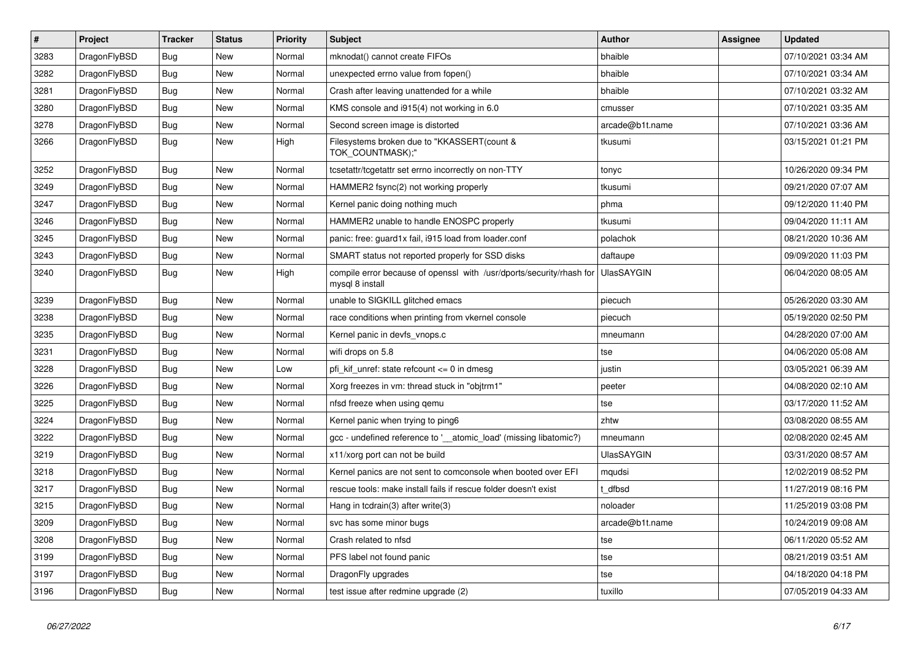| # | Project | Tracker | Status | Priority | Subject | Author | Assignee | Updated |
|---|---|---|---|---|---|---|---|---|
| 3283 | DragonFlyBSD | Bug | New | Normal | mknodat() cannot create FIFOs | bhaible | | 07/10/2021 03:34 AM |
| 3282 | DragonFlyBSD | Bug | New | Normal | unexpected errno value from fopen() | bhaible | | 07/10/2021 03:34 AM |
| 3281 | DragonFlyBSD | Bug | New | Normal | Crash after leaving unattended for a while | bhaible | | 07/10/2021 03:32 AM |
| 3280 | DragonFlyBSD | Bug | New | Normal | KMS console and i915(4) not working in 6.0 | cmusser | | 07/10/2021 03:35 AM |
| 3278 | DragonFlyBSD | Bug | New | Normal | Second screen image is distorted | arcade@b1t.name | | 07/10/2021 03:36 AM |
| 3266 | DragonFlyBSD | Bug | New | High | Filesystems broken due to "KKASSERT(count & TOK_COUNTMASK);" | tkusumi | | 03/15/2021 01:21 PM |
| 3252 | DragonFlyBSD | Bug | New | Normal | tcsetattr/tcgetattr set errno incorrectly on non-TTY | tonyc | | 10/26/2020 09:34 PM |
| 3249 | DragonFlyBSD | Bug | New | Normal | HAMMER2 fsync(2) not working properly | tkusumi | | 09/21/2020 07:07 AM |
| 3247 | DragonFlyBSD | Bug | New | Normal | Kernel panic doing nothing much | phma | | 09/12/2020 11:40 PM |
| 3246 | DragonFlyBSD | Bug | New | Normal | HAMMER2 unable to handle ENOSPC properly | tkusumi | | 09/04/2020 11:11 AM |
| 3245 | DragonFlyBSD | Bug | New | Normal | panic: free: guard1x fail, i915 load from loader.conf | polachok | | 08/21/2020 10:36 AM |
| 3243 | DragonFlyBSD | Bug | New | Normal | SMART status not reported properly for SSD disks | daftaupe | | 09/09/2020 11:03 PM |
| 3240 | DragonFlyBSD | Bug | New | High | compile error because of openssl with /usr/dports/security/rhash for mysql 8 install | UlasSAYGIN | | 06/04/2020 08:05 AM |
| 3239 | DragonFlyBSD | Bug | New | Normal | unable to SIGKILL glitched emacs | piecuch | | 05/26/2020 03:30 AM |
| 3238 | DragonFlyBSD | Bug | New | Normal | race conditions when printing from vkernel console | piecuch | | 05/19/2020 02:50 PM |
| 3235 | DragonFlyBSD | Bug | New | Normal | Kernel panic in devfs_vnops.c | mneumann | | 04/28/2020 07:00 AM |
| 3231 | DragonFlyBSD | Bug | New | Normal | wifi drops on 5.8 | tse | | 04/06/2020 05:08 AM |
| 3228 | DragonFlyBSD | Bug | New | Low | pfi_kif_unref: state refcount <= 0 in dmesg | justin | | 03/05/2021 06:39 AM |
| 3226 | DragonFlyBSD | Bug | New | Normal | Xorg freezes in vm: thread stuck in "objtrm1" | peeter | | 04/08/2020 02:10 AM |
| 3225 | DragonFlyBSD | Bug | New | Normal | nfsd freeze when using qemu | tse | | 03/17/2020 11:52 AM |
| 3224 | DragonFlyBSD | Bug | New | Normal | Kernel panic when trying to ping6 | zhtw | | 03/08/2020 08:55 AM |
| 3222 | DragonFlyBSD | Bug | New | Normal | gcc - undefined reference to '__atomic_load' (missing libatomic?) | mneumann | | 02/08/2020 02:45 AM |
| 3219 | DragonFlyBSD | Bug | New | Normal | x11/xorg port can not be build | UlasSAYGIN | | 03/31/2020 08:57 AM |
| 3218 | DragonFlyBSD | Bug | New | Normal | Kernel panics are not sent to comconsole when booted over EFI | mqudsi | | 12/02/2019 08:52 PM |
| 3217 | DragonFlyBSD | Bug | New | Normal | rescue tools: make install fails if rescue folder doesn't exist | t_dfbsd | | 11/27/2019 08:16 PM |
| 3215 | DragonFlyBSD | Bug | New | Normal | Hang in tcdrain(3) after write(3) | noloader | | 11/25/2019 03:08 PM |
| 3209 | DragonFlyBSD | Bug | New | Normal | svc has some minor bugs | arcade@b1t.name | | 10/24/2019 09:08 AM |
| 3208 | DragonFlyBSD | Bug | New | Normal | Crash related to nfsd | tse | | 06/11/2020 05:52 AM |
| 3199 | DragonFlyBSD | Bug | New | Normal | PFS label not found panic | tse | | 08/21/2019 03:51 AM |
| 3197 | DragonFlyBSD | Bug | New | Normal | DragonFly upgrades | tse | | 04/18/2020 04:18 PM |
| 3196 | DragonFlyBSD | Bug | New | Normal | test issue after redmine upgrade (2) | tuxillo | | 07/05/2019 04:33 AM |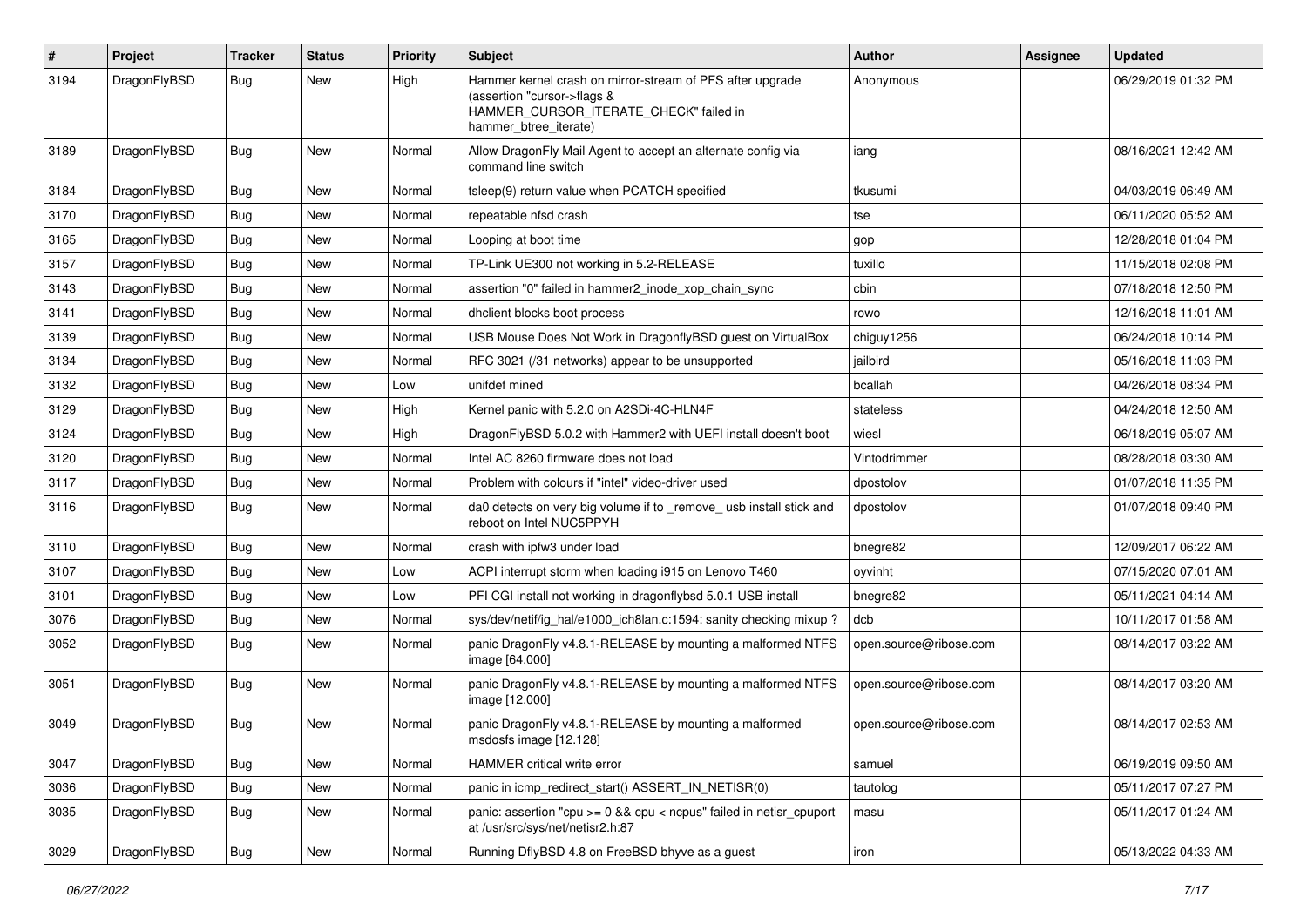| # | Project | Tracker | Status | Priority | Subject | Author | Assignee | Updated |
|---|---|---|---|---|---|---|---|---|
| 3194 | DragonFlyBSD | Bug | New | High | Hammer kernel crash on mirror-stream of PFS after upgrade (assertion "cursor->flags & HAMMER_CURSOR_ITERATE_CHECK" failed in hammer_btree_iterate) | Anonymous | | 06/29/2019 01:32 PM |
| 3189 | DragonFlyBSD | Bug | New | Normal | Allow DragonFly Mail Agent to accept an alternate config via command line switch | iang | | 08/16/2021 12:42 AM |
| 3184 | DragonFlyBSD | Bug | New | Normal | tsleep(9) return value when PCATCH specified | tkusumi | | 04/03/2019 06:49 AM |
| 3170 | DragonFlyBSD | Bug | New | Normal | repeatable nfsd crash | tse | | 06/11/2020 05:52 AM |
| 3165 | DragonFlyBSD | Bug | New | Normal | Looping at boot time | gop | | 12/28/2018 01:04 PM |
| 3157 | DragonFlyBSD | Bug | New | Normal | TP-Link UE300 not working in 5.2-RELEASE | tuxillo | | 11/15/2018 02:08 PM |
| 3143 | DragonFlyBSD | Bug | New | Normal | assertion "0" failed in hammer2_inode_xop_chain_sync | cbin | | 07/18/2018 12:50 PM |
| 3141 | DragonFlyBSD | Bug | New | Normal | dhclient blocks boot process | rowo | | 12/16/2018 11:01 AM |
| 3139 | DragonFlyBSD | Bug | New | Normal | USB Mouse Does Not Work in DragonflyBSD guest on VirtualBox | chiguy1256 | | 06/24/2018 10:14 PM |
| 3134 | DragonFlyBSD | Bug | New | Normal | RFC 3021 (/31 networks) appear to be unsupported | jailbird | | 05/16/2018 11:03 PM |
| 3132 | DragonFlyBSD | Bug | New | Low | unifdef mined | bcallah | | 04/26/2018 08:34 PM |
| 3129 | DragonFlyBSD | Bug | New | High | Kernel panic with 5.2.0 on A2SDi-4C-HLN4F | stateless | | 04/24/2018 12:50 AM |
| 3124 | DragonFlyBSD | Bug | New | High | DragonFlyBSD 5.0.2 with Hammer2 with UEFI install doesn't boot | wiesl | | 06/18/2019 05:07 AM |
| 3120 | DragonFlyBSD | Bug | New | Normal | Intel AC 8260 firmware does not load | Vintodrimmer | | 08/28/2018 03:30 AM |
| 3117 | DragonFlyBSD | Bug | New | Normal | Problem with colours if "intel" video-driver used | dpostolov | | 01/07/2018 11:35 PM |
| 3116 | DragonFlyBSD | Bug | New | Normal | da0 detects on very big volume if to _remove_ usb install stick and reboot on Intel NUC5PPYH | dpostolov | | 01/07/2018 09:40 PM |
| 3110 | DragonFlyBSD | Bug | New | Normal | crash with ipfw3 under load | bnegre82 | | 12/09/2017 06:22 AM |
| 3107 | DragonFlyBSD | Bug | New | Low | ACPI interrupt storm when loading i915 on Lenovo T460 | oyvinht | | 07/15/2020 07:01 AM |
| 3101 | DragonFlyBSD | Bug | New | Low | PFI CGI install not working in dragonflybsd 5.0.1 USB install | bnegre82 | | 05/11/2021 04:14 AM |
| 3076 | DragonFlyBSD | Bug | New | Normal | sys/dev/netif/ig_hal/e1000_ich8lan.c:1594: sanity checking mixup ? | dcb | | 10/11/2017 01:58 AM |
| 3052 | DragonFlyBSD | Bug | New | Normal | panic DragonFly v4.8.1-RELEASE by mounting a malformed NTFS image [64.000] | open.source@ribose.com | | 08/14/2017 03:22 AM |
| 3051 | DragonFlyBSD | Bug | New | Normal | panic DragonFly v4.8.1-RELEASE by mounting a malformed NTFS image [12.000] | open.source@ribose.com | | 08/14/2017 03:20 AM |
| 3049 | DragonFlyBSD | Bug | New | Normal | panic DragonFly v4.8.1-RELEASE by mounting a malformed msdosfs image [12.128] | open.source@ribose.com | | 08/14/2017 02:53 AM |
| 3047 | DragonFlyBSD | Bug | New | Normal | HAMMER critical write error | samuel | | 06/19/2019 09:50 AM |
| 3036 | DragonFlyBSD | Bug | New | Normal | panic in icmp_redirect_start() ASSERT_IN_NETISR(0) | tautolog | | 05/11/2017 07:27 PM |
| 3035 | DragonFlyBSD | Bug | New | Normal | panic: assertion "cpu >= 0 && cpu < ncpus" failed in netisr_cpuport at /usr/src/sys/net/netisr2.h:87 | masu | | 05/11/2017 01:24 AM |
| 3029 | DragonFlyBSD | Bug | New | Normal | Running DflyBSD 4.8 on FreeBSD bhyve as a guest | iron | | 05/13/2022 04:33 AM |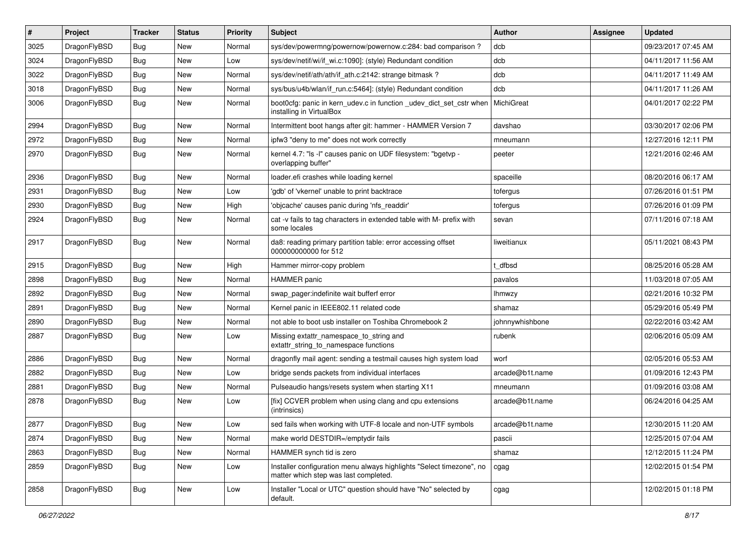| # | Project | Tracker | Status | Priority | Subject | Author | Assignee | Updated |
|---|---|---|---|---|---|---|---|---|
| 3025 | DragonFlyBSD | Bug | New | Normal | sys/dev/powermng/powernow/powernow.c:284: bad comparison ? | dcb | | 09/23/2017 07:45 AM |
| 3024 | DragonFlyBSD | Bug | New | Low | sys/dev/netif/wi/if_wi.c:1090]: (style) Redundant condition | dcb | | 04/11/2017 11:56 AM |
| 3022 | DragonFlyBSD | Bug | New | Normal | sys/dev/netif/ath/ath/if_ath.c:2142: strange bitmask ? | dcb | | 04/11/2017 11:49 AM |
| 3018 | DragonFlyBSD | Bug | New | Normal | sys/bus/u4b/wlan/if_run.c:5464]: (style) Redundant condition | dcb | | 04/11/2017 11:26 AM |
| 3006 | DragonFlyBSD | Bug | New | Normal | boot0cfg: panic in kern_udev.c in function _udev_dict_set_cstr when installing in VirtualBox | MichiGreat | | 04/01/2017 02:22 PM |
| 2994 | DragonFlyBSD | Bug | New | Normal | Intermittent boot hangs after git: hammer - HAMMER Version 7 | davshao | | 03/30/2017 02:06 PM |
| 2972 | DragonFlyBSD | Bug | New | Normal | ipfw3 "deny to me" does not work correctly | mneumann | | 12/27/2016 12:11 PM |
| 2970 | DragonFlyBSD | Bug | New | Normal | kernel 4.7: "ls -l" causes panic on UDF filesystem: "bgetvp - overlapping buffer" | peeter | | 12/21/2016 02:46 AM |
| 2936 | DragonFlyBSD | Bug | New | Normal | loader.efi crashes while loading kernel | spaceille | | 08/20/2016 06:17 AM |
| 2931 | DragonFlyBSD | Bug | New | Low | 'gdb' of 'vkernel' unable to print backtrace | tofergus | | 07/26/2016 01:51 PM |
| 2930 | DragonFlyBSD | Bug | New | High | 'objcache' causes panic during 'nfs_readdir' | tofergus | | 07/26/2016 01:09 PM |
| 2924 | DragonFlyBSD | Bug | New | Normal | cat -v fails to tag characters in extended table with M- prefix with some locales | sevan | | 07/11/2016 07:18 AM |
| 2917 | DragonFlyBSD | Bug | New | Normal | da8: reading primary partition table: error accessing offset 000000000000 for 512 | liweitianux | | 05/11/2021 08:43 PM |
| 2915 | DragonFlyBSD | Bug | New | High | Hammer mirror-copy problem | t_dfbsd | | 08/25/2016 05:28 AM |
| 2898 | DragonFlyBSD | Bug | New | Normal | HAMMER panic | pavalos | | 11/03/2018 07:05 AM |
| 2892 | DragonFlyBSD | Bug | New | Normal | swap_pager:indefinite wait bufferf error | lhmwzy | | 02/21/2016 10:32 PM |
| 2891 | DragonFlyBSD | Bug | New | Normal | Kernel panic in IEEE802.11 related code | shamaz | | 05/29/2016 05:49 PM |
| 2890 | DragonFlyBSD | Bug | New | Normal | not able to boot usb installer on Toshiba Chromebook 2 | johnnywhishbone | | 02/22/2016 03:42 AM |
| 2887 | DragonFlyBSD | Bug | New | Low | Missing extattr_namespace_to_string and extattr_string_to_namespace functions | rubenk | | 02/06/2016 05:09 AM |
| 2886 | DragonFlyBSD | Bug | New | Normal | dragonfly mail agent: sending a testmail causes high system load | worf | | 02/05/2016 05:53 AM |
| 2882 | DragonFlyBSD | Bug | New | Low | bridge sends packets from individual interfaces | arcade@b1t.name | | 01/09/2016 12:43 PM |
| 2881 | DragonFlyBSD | Bug | New | Normal | Pulseaudio hangs/resets system when starting X11 | mneumann | | 01/09/2016 03:08 AM |
| 2878 | DragonFlyBSD | Bug | New | Low | [fix] CCVER problem when using clang and cpu extensions (intrinsics) | arcade@b1t.name | | 06/24/2016 04:25 AM |
| 2877 | DragonFlyBSD | Bug | New | Low | sed fails when working with UTF-8 locale and non-UTF symbols | arcade@b1t.name | | 12/30/2015 11:20 AM |
| 2874 | DragonFlyBSD | Bug | New | Normal | make world DESTDIR=/emptydir fails | pascii | | 12/25/2015 07:04 AM |
| 2863 | DragonFlyBSD | Bug | New | Normal | HAMMER synch tid is zero | shamaz | | 12/12/2015 11:24 PM |
| 2859 | DragonFlyBSD | Bug | New | Low | Installer configuration menu always highlights "Select timezone", no matter which step was last completed. | cgag | | 12/02/2015 01:54 PM |
| 2858 | DragonFlyBSD | Bug | New | Low | Installer "Local or UTC" question should have "No" selected by default. | cgag | | 12/02/2015 01:18 PM |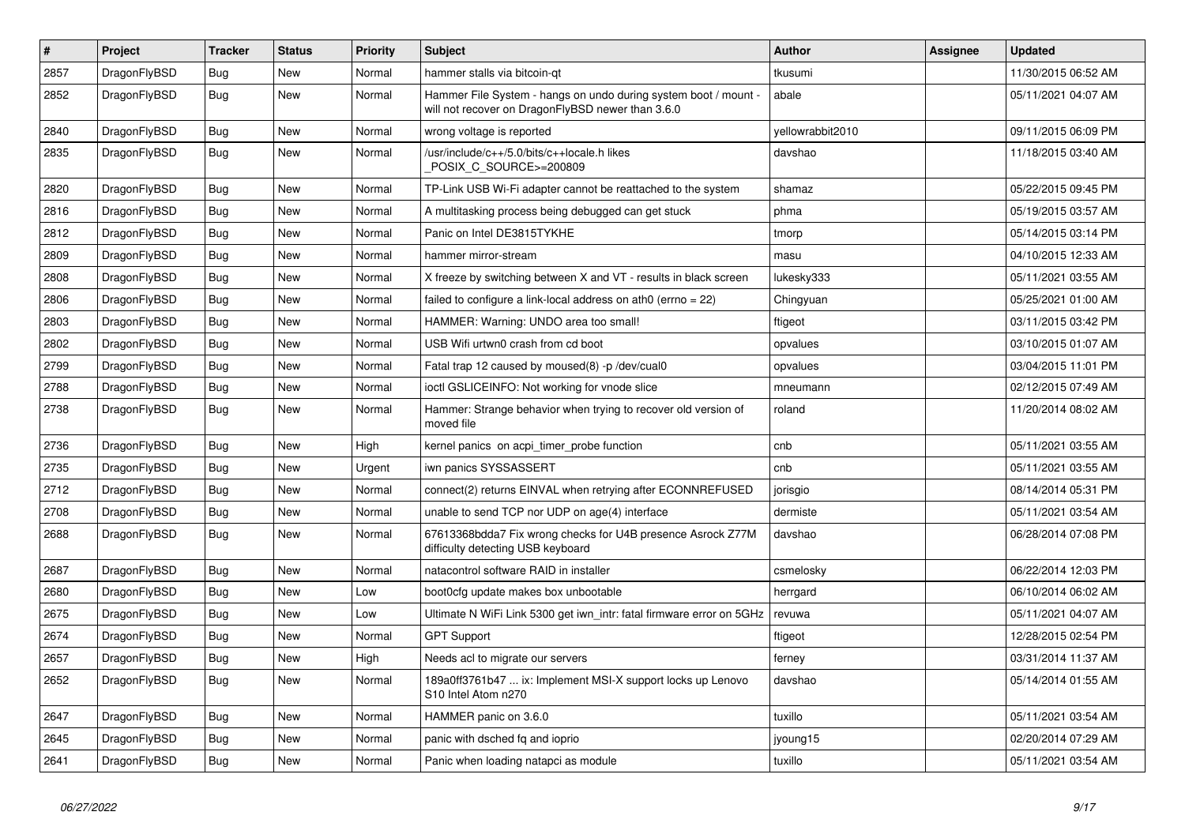| # | Project | Tracker | Status | Priority | Subject | Author | Assignee | Updated |
|---|---|---|---|---|---|---|---|---|
| 2857 | DragonFlyBSD | Bug | New | Normal | hammer stalls via bitcoin-qt | tkusumi | | 11/30/2015 06:52 AM |
| 2852 | DragonFlyBSD | Bug | New | Normal | Hammer File System - hangs on undo during system boot / mount - will not recover on DragonFlyBSD newer than 3.6.0 | abale | | 05/11/2021 04:07 AM |
| 2840 | DragonFlyBSD | Bug | New | Normal | wrong voltage is reported | yellowrabbit2010 | | 09/11/2015 06:09 PM |
| 2835 | DragonFlyBSD | Bug | New | Normal | /usr/include/c++/5.0/bits/c++locale.h likes _POSIX_C_SOURCE>=200809 | davshao | | 11/18/2015 03:40 AM |
| 2820 | DragonFlyBSD | Bug | New | Normal | TP-Link USB Wi-Fi adapter cannot be reattached to the system | shamaz | | 05/22/2015 09:45 PM |
| 2816 | DragonFlyBSD | Bug | New | Normal | A multitasking process being debugged can get stuck | phma | | 05/19/2015 03:57 AM |
| 2812 | DragonFlyBSD | Bug | New | Normal | Panic on Intel DE3815TYKHE | tmorp | | 05/14/2015 03:14 PM |
| 2809 | DragonFlyBSD | Bug | New | Normal | hammer mirror-stream | masu | | 04/10/2015 12:33 AM |
| 2808 | DragonFlyBSD | Bug | New | Normal | X freeze by switching between X and VT - results in black screen | lukesky333 | | 05/11/2021 03:55 AM |
| 2806 | DragonFlyBSD | Bug | New | Normal | failed to configure a link-local address on ath0 (errno = 22) | Chingyuan | | 05/25/2021 01:00 AM |
| 2803 | DragonFlyBSD | Bug | New | Normal | HAMMER: Warning: UNDO area too small! | ftigeot | | 03/11/2015 03:42 PM |
| 2802 | DragonFlyBSD | Bug | New | Normal | USB Wifi urtwn0 crash from cd boot | opvalues | | 03/10/2015 01:07 AM |
| 2799 | DragonFlyBSD | Bug | New | Normal | Fatal trap 12 caused by moused(8) -p /dev/cual0 | opvalues | | 03/04/2015 11:01 PM |
| 2788 | DragonFlyBSD | Bug | New | Normal | ioctl GSLICEINFO: Not working for vnode slice | mneumann | | 02/12/2015 07:49 AM |
| 2738 | DragonFlyBSD | Bug | New | Normal | Hammer: Strange behavior when trying to recover old version of moved file | roland | | 11/20/2014 08:02 AM |
| 2736 | DragonFlyBSD | Bug | New | High | kernel panics on acpi_timer_probe function | cnb | | 05/11/2021 03:55 AM |
| 2735 | DragonFlyBSD | Bug | New | Urgent | iwn panics SYSSASSERT | cnb | | 05/11/2021 03:55 AM |
| 2712 | DragonFlyBSD | Bug | New | Normal | connect(2) returns EINVAL when retrying after ECONNREFUSED | jorisgio | | 08/14/2014 05:31 PM |
| 2708 | DragonFlyBSD | Bug | New | Normal | unable to send TCP nor UDP on age(4) interface | dermiste | | 05/11/2021 03:54 AM |
| 2688 | DragonFlyBSD | Bug | New | Normal | 67613368bdda7 Fix wrong checks for U4B presence Asrock Z77M difficulty detecting USB keyboard | davshao | | 06/28/2014 07:08 PM |
| 2687 | DragonFlyBSD | Bug | New | Normal | natacontrol software RAID in installer | csmelosky | | 06/22/2014 12:03 PM |
| 2680 | DragonFlyBSD | Bug | New | Low | boot0cfg update makes box unbootable | herrgard | | 06/10/2014 06:02 AM |
| 2675 | DragonFlyBSD | Bug | New | Low | Ultimate N WiFi Link 5300 get iwn_intr: fatal firmware error on 5GHz | revuwa | | 05/11/2021 04:07 AM |
| 2674 | DragonFlyBSD | Bug | New | Normal | GPT Support | ftigeot | | 12/28/2015 02:54 PM |
| 2657 | DragonFlyBSD | Bug | New | High | Needs acl to migrate our servers | ferney | | 03/31/2014 11:37 AM |
| 2652 | DragonFlyBSD | Bug | New | Normal | 189a0ff3761b47 ... ix: Implement MSI-X support locks up Lenovo S10 Intel Atom n270 | davshao | | 05/14/2014 01:55 AM |
| 2647 | DragonFlyBSD | Bug | New | Normal | HAMMER panic on 3.6.0 | tuxillo | | 05/11/2021 03:54 AM |
| 2645 | DragonFlyBSD | Bug | New | Normal | panic with dsched fq and ioprio | jyoung15 | | 02/20/2014 07:29 AM |
| 2641 | DragonFlyBSD | Bug | New | Normal | Panic when loading natapci as module | tuxillo | | 05/11/2021 03:54 AM |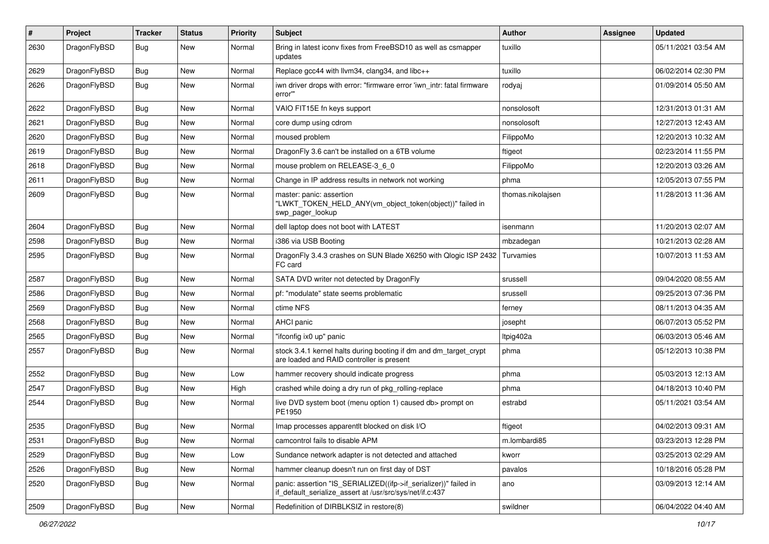| # | Project | Tracker | Status | Priority | Subject | Author | Assignee | Updated |
|---|---|---|---|---|---|---|---|---|
| 2630 | DragonFlyBSD | Bug | New | Normal | Bring in latest iconv fixes from FreeBSD10 as well as csmapper updates | tuxillo | | 05/11/2021 03:54 AM |
| 2629 | DragonFlyBSD | Bug | New | Normal | Replace gcc44 with llvm34, clang34, and libc++ | tuxillo | | 06/02/2014 02:30 PM |
| 2626 | DragonFlyBSD | Bug | New | Normal | iwn driver drops with error: "firmware error 'iwn_intr: fatal firmware error'" | rodyaj | | 01/09/2014 05:50 AM |
| 2622 | DragonFlyBSD | Bug | New | Normal | VAIO FIT15E fn keys support | nonsolosoft | | 12/31/2013 01:31 AM |
| 2621 | DragonFlyBSD | Bug | New | Normal | core dump using cdrom | nonsolosoft | | 12/27/2013 12:43 AM |
| 2620 | DragonFlyBSD | Bug | New | Normal | moused problem | FilippoMo | | 12/20/2013 10:32 AM |
| 2619 | DragonFlyBSD | Bug | New | Normal | DragonFly 3.6 can't be installed on a 6TB volume | ftigeot | | 02/23/2014 11:55 PM |
| 2618 | DragonFlyBSD | Bug | New | Normal | mouse problem on RELEASE-3_6_0 | FilippoMo | | 12/20/2013 03:26 AM |
| 2611 | DragonFlyBSD | Bug | New | Normal | Change in IP address results in network not working | phma | | 12/05/2013 07:55 PM |
| 2609 | DragonFlyBSD | Bug | New | Normal | master: panic: assertion "LWKT_TOKEN_HELD_ANY(vm_object_token(object))" failed in swp_pager_lookup | thomas.nikolajsen | | 11/28/2013 11:36 AM |
| 2604 | DragonFlyBSD | Bug | New | Normal | dell laptop does not boot with LATEST | isenmann | | 11/20/2013 02:07 AM |
| 2598 | DragonFlyBSD | Bug | New | Normal | i386 via USB Booting | mbzadegan | | 10/21/2013 02:28 AM |
| 2595 | DragonFlyBSD | Bug | New | Normal | DragonFly 3.4.3 crashes on SUN Blade X6250 with Qlogic ISP 2432 FC card | Turvamies | | 10/07/2013 11:53 AM |
| 2587 | DragonFlyBSD | Bug | New | Normal | SATA DVD writer not detected by DragonFly | srussell | | 09/04/2020 08:55 AM |
| 2586 | DragonFlyBSD | Bug | New | Normal | pf: "modulate" state seems problematic | srussell | | 09/25/2013 07:36 PM |
| 2569 | DragonFlyBSD | Bug | New | Normal | ctime NFS | ferney | | 08/11/2013 04:35 AM |
| 2568 | DragonFlyBSD | Bug | New | Normal | AHCI panic | josepht | | 06/07/2013 05:52 PM |
| 2565 | DragonFlyBSD | Bug | New | Normal | "ifconfig ix0 up" panic | ltpig402a | | 06/03/2013 05:46 AM |
| 2557 | DragonFlyBSD | Bug | New | Normal | stock 3.4.1 kernel halts during booting if dm and dm_target_crypt are loaded and RAID controller is present | phma | | 05/12/2013 10:38 PM |
| 2552 | DragonFlyBSD | Bug | New | Low | hammer recovery should indicate progress | phma | | 05/03/2013 12:13 AM |
| 2547 | DragonFlyBSD | Bug | New | High | crashed while doing a dry run of pkg_rolling-replace | phma | | 04/18/2013 10:40 PM |
| 2544 | DragonFlyBSD | Bug | New | Normal | live DVD system boot (menu option 1) caused db> prompt on PE1950 | estrabd | | 05/11/2021 03:54 AM |
| 2535 | DragonFlyBSD | Bug | New | Normal | Imap processes apparentlt blocked on disk I/O | ftigeot | | 04/02/2013 09:31 AM |
| 2531 | DragonFlyBSD | Bug | New | Normal | camcontrol fails to disable APM | m.lombardi85 | | 03/23/2013 12:28 PM |
| 2529 | DragonFlyBSD | Bug | New | Low | Sundance network adapter is not detected and attached | kworr | | 03/25/2013 02:29 AM |
| 2526 | DragonFlyBSD | Bug | New | Normal | hammer cleanup doesn't run on first day of DST | pavalos | | 10/18/2016 05:28 PM |
| 2520 | DragonFlyBSD | Bug | New | Normal | panic: assertion "IS_SERIALIZED((ifp->if_serializer))" failed in if_default_serialize_assert at /usr/src/sys/net/if.c:437 | ano | | 03/09/2013 12:14 AM |
| 2509 | DragonFlyBSD | Bug | New | Normal | Redefinition of DIRBLKSIZ in restore(8) | swildner | | 06/04/2022 04:40 AM |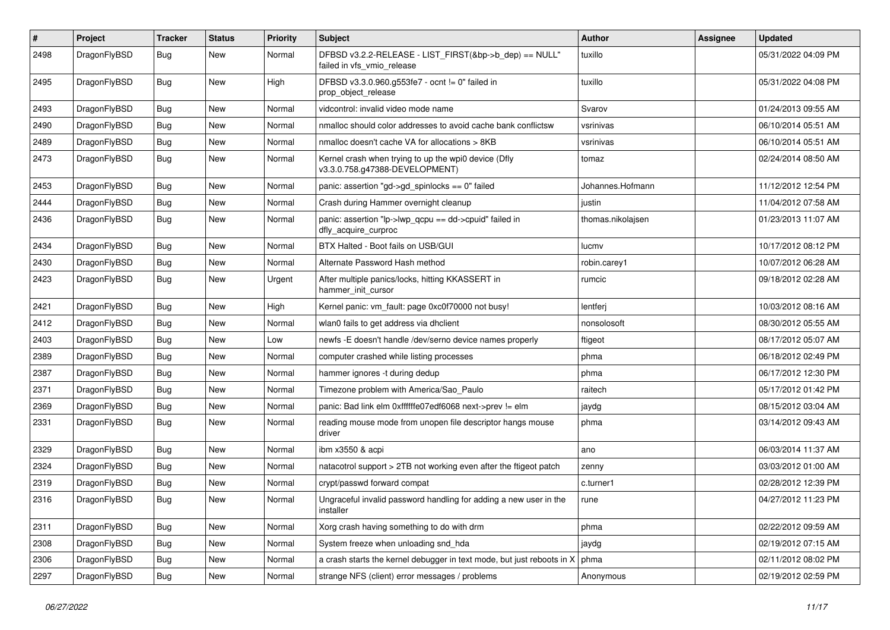| # | Project | Tracker | Status | Priority | Subject | Author | Assignee | Updated |
|---|---|---|---|---|---|---|---|---|
| 2498 | DragonFlyBSD | Bug | New | Normal | DFBSD v3.2.2-RELEASE - LIST_FIRST(&bp->b_dep) == NULL" failed in vfs_vmio_release | tuxillo | | 05/31/2022 04:09 PM |
| 2495 | DragonFlyBSD | Bug | New | High | DFBSD v3.3.0.960.g553fe7 - ocnt != 0" failed in prop_object_release | tuxillo | | 05/31/2022 04:08 PM |
| 2493 | DragonFlyBSD | Bug | New | Normal | vidcontrol: invalid video mode name | Svarov | | 01/24/2013 09:55 AM |
| 2490 | DragonFlyBSD | Bug | New | Normal | nmalloc should color addresses to avoid cache bank conflictsw | vsrinivas | | 06/10/2014 05:51 AM |
| 2489 | DragonFlyBSD | Bug | New | Normal | nmalloc doesn't cache VA for allocations > 8KB | vsrinivas | | 06/10/2014 05:51 AM |
| 2473 | DragonFlyBSD | Bug | New | Normal | Kernel crash when trying to up the wpi0 device (Dfly v3.3.0.758.g47388-DEVELOPMENT) | tomaz | | 02/24/2014 08:50 AM |
| 2453 | DragonFlyBSD | Bug | New | Normal | panic: assertion "gd->gd_spinlocks == 0" failed | Johannes.Hofmann | | 11/12/2012 12:54 PM |
| 2444 | DragonFlyBSD | Bug | New | Normal | Crash during Hammer overnight cleanup | justin | | 11/04/2012 07:58 AM |
| 2436 | DragonFlyBSD | Bug | New | Normal | panic: assertion "lp->lwp_qcpu == dd->cpuid" failed in dfly_acquire_curproc | thomas.nikolajsen | | 01/23/2013 11:07 AM |
| 2434 | DragonFlyBSD | Bug | New | Normal | BTX Halted - Boot fails on USB/GUI | lucmv | | 10/17/2012 08:12 PM |
| 2430 | DragonFlyBSD | Bug | New | Normal | Alternate Password Hash method | robin.carey1 | | 10/07/2012 06:28 AM |
| 2423 | DragonFlyBSD | Bug | New | Urgent | After multiple panics/locks, hitting KKASSERT in hammer_init_cursor | rumcic | | 09/18/2012 02:28 AM |
| 2421 | DragonFlyBSD | Bug | New | High | Kernel panic: vm_fault: page 0xc0f70000 not busy! | lentferj | | 10/03/2012 08:16 AM |
| 2412 | DragonFlyBSD | Bug | New | Normal | wlan0 fails to get address via dhclient | nonsolosoft | | 08/30/2012 05:55 AM |
| 2403 | DragonFlyBSD | Bug | New | Low | newfs -E doesn't handle /dev/serno device names properly | ftigeot | | 08/17/2012 05:07 AM |
| 2389 | DragonFlyBSD | Bug | New | Normal | computer crashed while listing processes | phma | | 06/18/2012 02:49 PM |
| 2387 | DragonFlyBSD | Bug | New | Normal | hammer ignores -t during dedup | phma | | 06/17/2012 12:30 PM |
| 2371 | DragonFlyBSD | Bug | New | Normal | Timezone problem with America/Sao_Paulo | raitech | | 05/17/2012 01:42 PM |
| 2369 | DragonFlyBSD | Bug | New | Normal | panic: Bad link elm 0xffffffe07edf6068 next->prev != elm | jaydg | | 08/15/2012 03:04 AM |
| 2331 | DragonFlyBSD | Bug | New | Normal | reading mouse mode from unopen file descriptor hangs mouse driver | phma | | 03/14/2012 09:43 AM |
| 2329 | DragonFlyBSD | Bug | New | Normal | ibm x3550 & acpi | ano | | 06/03/2014 11:37 AM |
| 2324 | DragonFlyBSD | Bug | New | Normal | natacotrol support > 2TB not working even after the ftigeot patch | zenny | | 03/03/2012 01:00 AM |
| 2319 | DragonFlyBSD | Bug | New | Normal | crypt/passwd forward compat | c.turner1 | | 02/28/2012 12:39 PM |
| 2316 | DragonFlyBSD | Bug | New | Normal | Ungraceful invalid password handling for adding a new user in the installer | rune | | 04/27/2012 11:23 PM |
| 2311 | DragonFlyBSD | Bug | New | Normal | Xorg crash having something to do with drm | phma | | 02/22/2012 09:59 AM |
| 2308 | DragonFlyBSD | Bug | New | Normal | System freeze when unloading snd_hda | jaydg | | 02/19/2012 07:15 AM |
| 2306 | DragonFlyBSD | Bug | New | Normal | a crash starts the kernel debugger in text mode, but just reboots in X | phma | | 02/11/2012 08:02 PM |
| 2297 | DragonFlyBSD | Bug | New | Normal | strange NFS (client) error messages / problems | Anonymous | | 02/19/2012 02:59 PM |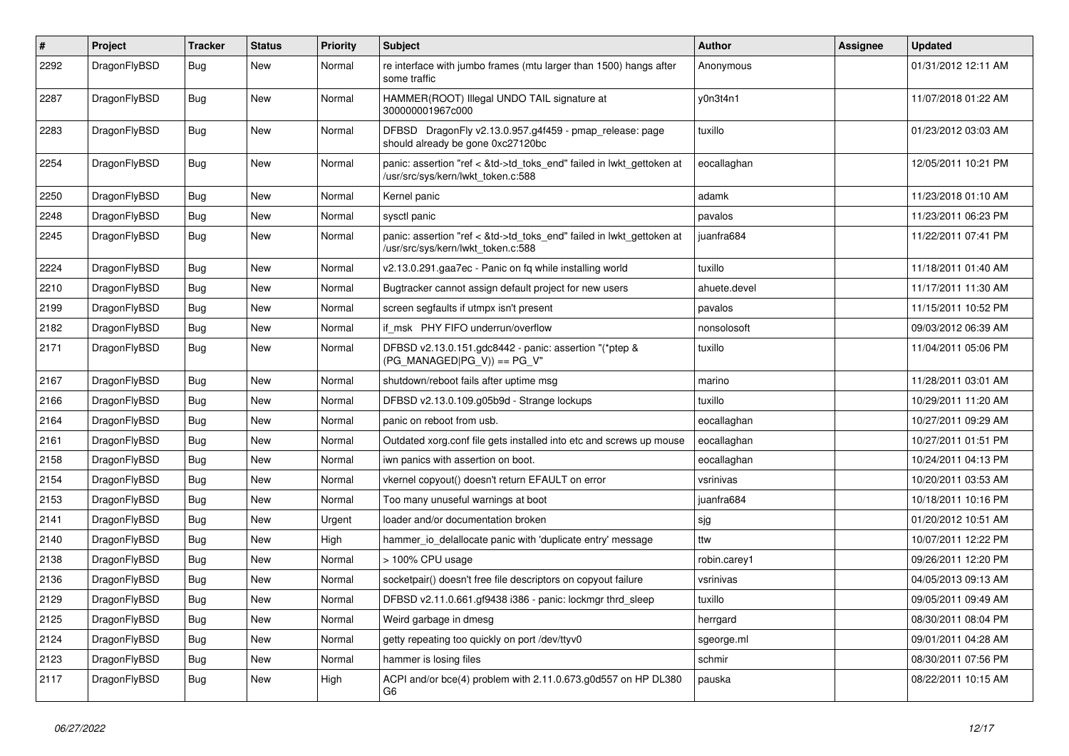| # | Project | Tracker | Status | Priority | Subject | Author | Assignee | Updated |
|---|---|---|---|---|---|---|---|---|
| 2292 | DragonFlyBSD | Bug | New | Normal | re interface with jumbo frames (mtu larger than 1500) hangs after some traffic | Anonymous | | 01/31/2012 12:11 AM |
| 2287 | DragonFlyBSD | Bug | New | Normal | HAMMER(ROOT) Illegal UNDO TAIL signature at 300000001967c000 | y0n3t4n1 | | 11/07/2018 01:22 AM |
| 2283 | DragonFlyBSD | Bug | New | Normal | DFBSD DragonFly v2.13.0.957.g4f459 - pmap_release: page should already be gone 0xc27120bc | tuxillo | | 01/23/2012 03:03 AM |
| 2254 | DragonFlyBSD | Bug | New | Normal | panic: assertion "ref < &td->td_toks_end" failed in lwkt_gettoken at /usr/src/sys/kern/lwkt_token.c:588 | eocallaghan | | 12/05/2011 10:21 PM |
| 2250 | DragonFlyBSD | Bug | New | Normal | Kernel panic | adamk | | 11/23/2018 01:10 AM |
| 2248 | DragonFlyBSD | Bug | New | Normal | sysctl panic | pavalos | | 11/23/2011 06:23 PM |
| 2245 | DragonFlyBSD | Bug | New | Normal | panic: assertion "ref < &td->td_toks_end" failed in lwkt_gettoken at /usr/src/sys/kern/lwkt_token.c:588 | juanfra684 | | 11/22/2011 07:41 PM |
| 2224 | DragonFlyBSD | Bug | New | Normal | v2.13.0.291.gaa7ec - Panic on fq while installing world | tuxillo | | 11/18/2011 01:40 AM |
| 2210 | DragonFlyBSD | Bug | New | Normal | Bugtracker cannot assign default project for new users | ahuete.devel | | 11/17/2011 11:30 AM |
| 2199 | DragonFlyBSD | Bug | New | Normal | screen segfaults if utmpx isn't present | pavalos | | 11/15/2011 10:52 PM |
| 2182 | DragonFlyBSD | Bug | New | Normal | if_msk PHY FIFO underrun/overflow | nonsolosoft | | 09/03/2012 06:39 AM |
| 2171 | DragonFlyBSD | Bug | New | Normal | DFBSD v2.13.0.151.gdc8442 - panic: assertion "(*ptep & (PG_MANAGED\|PG_V)) == PG_V" | tuxillo | | 11/04/2011 05:06 PM |
| 2167 | DragonFlyBSD | Bug | New | Normal | shutdown/reboot fails after uptime msg | marino | | 11/28/2011 03:01 AM |
| 2166 | DragonFlyBSD | Bug | New | Normal | DFBSD v2.13.0.109.g05b9d - Strange lockups | tuxillo | | 10/29/2011 11:20 AM |
| 2164 | DragonFlyBSD | Bug | New | Normal | panic on reboot from usb. | eocallaghan | | 10/27/2011 09:29 AM |
| 2161 | DragonFlyBSD | Bug | New | Normal | Outdated xorg.conf file gets installed into etc and screws up mouse | eocallaghan | | 10/27/2011 01:51 PM |
| 2158 | DragonFlyBSD | Bug | New | Normal | iwn panics with assertion on boot. | eocallaghan | | 10/24/2011 04:13 PM |
| 2154 | DragonFlyBSD | Bug | New | Normal | vkernel copyout() doesn't return EFAULT on error | vsrinivas | | 10/20/2011 03:53 AM |
| 2153 | DragonFlyBSD | Bug | New | Normal | Too many unuseful warnings at boot | juanfra684 | | 10/18/2011 10:16 PM |
| 2141 | DragonFlyBSD | Bug | New | Urgent | loader and/or documentation broken | sjg | | 01/20/2012 10:51 AM |
| 2140 | DragonFlyBSD | Bug | New | High | hammer_io_delallocate panic with 'duplicate entry' message | ttw | | 10/07/2011 12:22 PM |
| 2138 | DragonFlyBSD | Bug | New | Normal | > 100% CPU usage | robin.carey1 | | 09/26/2011 12:20 PM |
| 2136 | DragonFlyBSD | Bug | New | Normal | socketpair() doesn't free file descriptors on copyout failure | vsrinivas | | 04/05/2013 09:13 AM |
| 2129 | DragonFlyBSD | Bug | New | Normal | DFBSD v2.11.0.661.gf9438 i386 - panic: lockmgr thrd_sleep | tuxillo | | 09/05/2011 09:49 AM |
| 2125 | DragonFlyBSD | Bug | New | Normal | Weird garbage in dmesg | herrgard | | 08/30/2011 08:04 PM |
| 2124 | DragonFlyBSD | Bug | New | Normal | getty repeating too quickly on port /dev/ttyv0 | sgeorge.ml | | 09/01/2011 04:28 AM |
| 2123 | DragonFlyBSD | Bug | New | Normal | hammer is losing files | schmir | | 08/30/2011 07:56 PM |
| 2117 | DragonFlyBSD | Bug | New | High | ACPI and/or bce(4) problem with 2.11.0.673.g0d557 on HP DL380 G6 | pauska | | 08/22/2011 10:15 AM |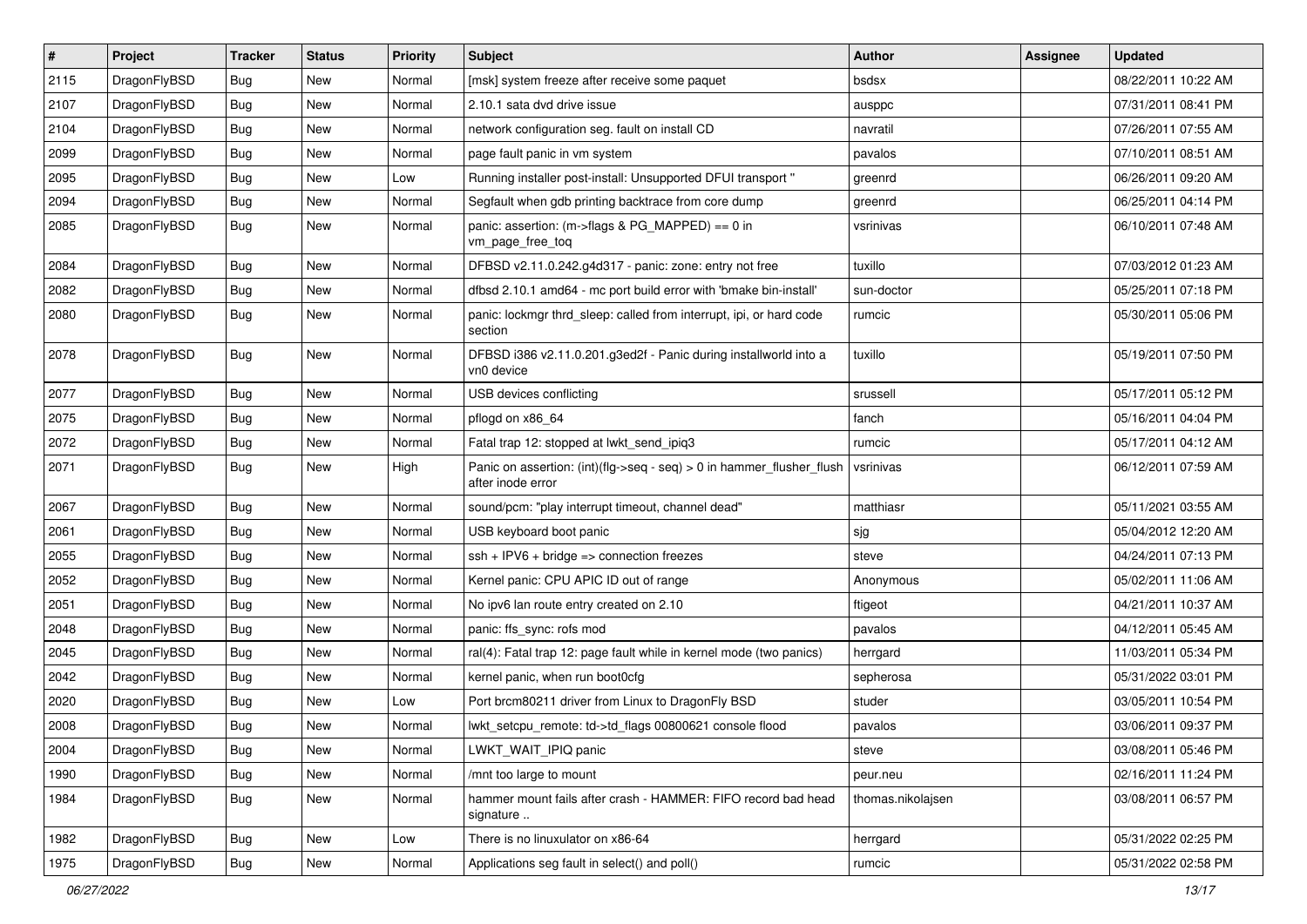| # | Project | Tracker | Status | Priority | Subject | Author | Assignee | Updated |
|---|---|---|---|---|---|---|---|---|
| 2115 | DragonFlyBSD | Bug | New | Normal | [msk] system freeze after receive some paquet | bsdsx | | 08/22/2011 10:22 AM |
| 2107 | DragonFlyBSD | Bug | New | Normal | 2.10.1 sata dvd drive issue | ausppc | | 07/31/2011 08:41 PM |
| 2104 | DragonFlyBSD | Bug | New | Normal | network configuration seg. fault on install CD | navratil | | 07/26/2011 07:55 AM |
| 2099 | DragonFlyBSD | Bug | New | Normal | page fault panic in vm system | pavalos | | 07/10/2011 08:51 AM |
| 2095 | DragonFlyBSD | Bug | New | Low | Running installer post-install: Unsupported DFUI transport " | greenrd | | 06/26/2011 09:20 AM |
| 2094 | DragonFlyBSD | Bug | New | Normal | Segfault when gdb printing backtrace from core dump | greenrd | | 06/25/2011 04:14 PM |
| 2085 | DragonFlyBSD | Bug | New | Normal | panic: assertion: (m->flags & PG_MAPPED) == 0 in vm_page_free_toq | vsrinivas | | 06/10/2011 07:48 AM |
| 2084 | DragonFlyBSD | Bug | New | Normal | DFBSD v2.11.0.242.g4d317 - panic: zone: entry not free | tuxillo | | 07/03/2012 01:23 AM |
| 2082 | DragonFlyBSD | Bug | New | Normal | dfbsd 2.10.1 amd64 - mc port build error with 'bmake bin-install' | sun-doctor | | 05/25/2011 07:18 PM |
| 2080 | DragonFlyBSD | Bug | New | Normal | panic: lockmgr thrd_sleep: called from interrupt, ipi, or hard code section | rumcic | | 05/30/2011 05:06 PM |
| 2078 | DragonFlyBSD | Bug | New | Normal | DFBSD i386 v2.11.0.201.g3ed2f - Panic during installworld into a vn0 device | tuxillo | | 05/19/2011 07:50 PM |
| 2077 | DragonFlyBSD | Bug | New | Normal | USB devices conflicting | srussell | | 05/17/2011 05:12 PM |
| 2075 | DragonFlyBSD | Bug | New | Normal | pflogd on x86_64 | fanch | | 05/16/2011 04:04 PM |
| 2072 | DragonFlyBSD | Bug | New | Normal | Fatal trap 12: stopped at lwkt_send_ipiq3 | rumcic | | 05/17/2011 04:12 AM |
| 2071 | DragonFlyBSD | Bug | New | High | Panic on assertion: (int)(flg->seq - seq) > 0 in hammer_flusher_flush after inode error | vsrinivas | | 06/12/2011 07:59 AM |
| 2067 | DragonFlyBSD | Bug | New | Normal | sound/pcm: "play interrupt timeout, channel dead" | matthiasr | | 05/11/2021 03:55 AM |
| 2061 | DragonFlyBSD | Bug | New | Normal | USB keyboard boot panic | sjg | | 05/04/2012 12:20 AM |
| 2055 | DragonFlyBSD | Bug | New | Normal | ssh + IPV6 + bridge => connection freezes | steve | | 04/24/2011 07:13 PM |
| 2052 | DragonFlyBSD | Bug | New | Normal | Kernel panic: CPU APIC ID out of range | Anonymous | | 05/02/2011 11:06 AM |
| 2051 | DragonFlyBSD | Bug | New | Normal | No ipv6 lan route entry created on 2.10 | ftigeot | | 04/21/2011 10:37 AM |
| 2048 | DragonFlyBSD | Bug | New | Normal | panic: ffs_sync: rofs mod | pavalos | | 04/12/2011 05:45 AM |
| 2045 | DragonFlyBSD | Bug | New | Normal | ral(4): Fatal trap 12: page fault while in kernel mode (two panics) | herrgard | | 11/03/2011 05:34 PM |
| 2042 | DragonFlyBSD | Bug | New | Normal | kernel panic, when run boot0cfg | sepherosa | | 05/31/2022 03:01 PM |
| 2020 | DragonFlyBSD | Bug | New | Low | Port brcm80211 driver from Linux to DragonFly BSD | studer | | 03/05/2011 10:54 PM |
| 2008 | DragonFlyBSD | Bug | New | Normal | lwkt_setcpu_remote: td->td_flags 00800621 console flood | pavalos | | 03/06/2011 09:37 PM |
| 2004 | DragonFlyBSD | Bug | New | Normal | LWKT_WAIT_IPIQ panic | steve | | 03/08/2011 05:46 PM |
| 1990 | DragonFlyBSD | Bug | New | Normal | /mnt too large to mount | peur.neu | | 02/16/2011 11:24 PM |
| 1984 | DragonFlyBSD | Bug | New | Normal | hammer mount fails after crash - HAMMER: FIFO record bad head signature .. | thomas.nikolajsen | | 03/08/2011 06:57 PM |
| 1982 | DragonFlyBSD | Bug | New | Low | There is no linuxulator on x86-64 | herrgard | | 05/31/2022 02:25 PM |
| 1975 | DragonFlyBSD | Bug | New | Normal | Applications seg fault in select() and poll() | rumcic | | 05/31/2022 02:58 PM |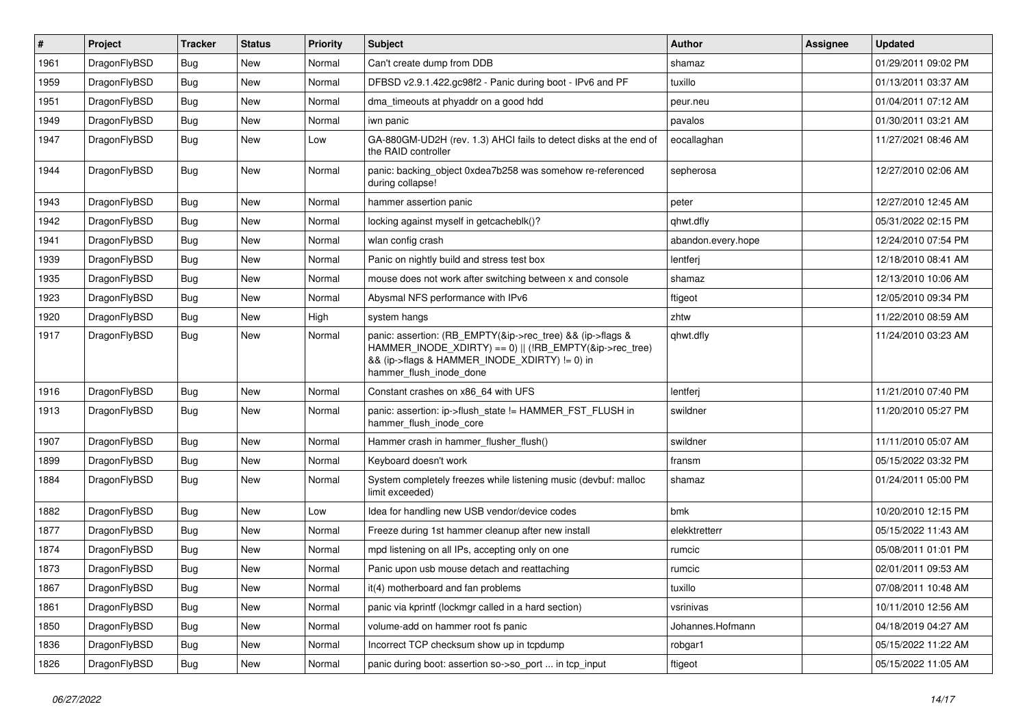| # | Project | Tracker | Status | Priority | Subject | Author | Assignee | Updated |
|---|---|---|---|---|---|---|---|---|
| 1961 | DragonFlyBSD | Bug | New | Normal | Can't create dump from DDB | shamaz | | 01/29/2011 09:02 PM |
| 1959 | DragonFlyBSD | Bug | New | Normal | DFBSD v2.9.1.422.gc98f2 - Panic during boot - IPv6 and PF | tuxillo | | 01/13/2011 03:37 AM |
| 1951 | DragonFlyBSD | Bug | New | Normal | dma_timeouts at phyaddr on a good hdd | peur.neu | | 01/04/2011 07:12 AM |
| 1949 | DragonFlyBSD | Bug | New | Normal | iwn panic | pavalos | | 01/30/2011 03:21 AM |
| 1947 | DragonFlyBSD | Bug | New | Low | GA-880GM-UD2H (rev. 1.3) AHCI fails to detect disks at the end of the RAID controller | eocallaghan | | 11/27/2021 08:46 AM |
| 1944 | DragonFlyBSD | Bug | New | Normal | panic: backing_object 0xdea7b258 was somehow re-referenced during collapse! | sepherosa | | 12/27/2010 02:06 AM |
| 1943 | DragonFlyBSD | Bug | New | Normal | hammer assertion panic | peter | | 12/27/2010 12:45 AM |
| 1942 | DragonFlyBSD | Bug | New | Normal | locking against myself in getcacheblk()? | qhwt.dfly | | 05/31/2022 02:15 PM |
| 1941 | DragonFlyBSD | Bug | New | Normal | wlan config crash | abandon.every.hope | | 12/24/2010 07:54 PM |
| 1939 | DragonFlyBSD | Bug | New | Normal | Panic on nightly build and stress test box | lentferj | | 12/18/2010 08:41 AM |
| 1935 | DragonFlyBSD | Bug | New | Normal | mouse does not work after switching between x and console | shamaz | | 12/13/2010 10:06 AM |
| 1923 | DragonFlyBSD | Bug | New | Normal | Abysmal NFS performance with IPv6 | ftigeot | | 12/05/2010 09:34 PM |
| 1920 | DragonFlyBSD | Bug | New | High | system hangs | zhtw | | 11/22/2010 08:59 AM |
| 1917 | DragonFlyBSD | Bug | New | Normal | panic: assertion: (RB_EMPTY(&ip->rec_tree) && (ip->flags & HAMMER_INODE_XDIRTY) == 0) \|\| (!RB_EMPTY(&ip->rec_tree) && (ip->flags & HAMMER_INODE_XDIRTY) != 0) in hammer_flush_inode_done | qhwt.dfly | | 11/24/2010 03:23 AM |
| 1916 | DragonFlyBSD | Bug | New | Normal | Constant crashes on x86_64 with UFS | lentferj | | 11/21/2010 07:40 PM |
| 1913 | DragonFlyBSD | Bug | New | Normal | panic: assertion: ip->flush_state != HAMMER_FST_FLUSH in hammer_flush_inode_core | swildner | | 11/20/2010 05:27 PM |
| 1907 | DragonFlyBSD | Bug | New | Normal | Hammer crash in hammer_flusher_flush() | swildner | | 11/11/2010 05:07 AM |
| 1899 | DragonFlyBSD | Bug | New | Normal | Keyboard doesn't work | fransm | | 05/15/2022 03:32 PM |
| 1884 | DragonFlyBSD | Bug | New | Normal | System completely freezes while listening music (devbuf: malloc limit exceeded) | shamaz | | 01/24/2011 05:00 PM |
| 1882 | DragonFlyBSD | Bug | New | Low | Idea for handling new USB vendor/device codes | bmk | | 10/20/2010 12:15 PM |
| 1877 | DragonFlyBSD | Bug | New | Normal | Freeze during 1st hammer cleanup after new install | elekktretterr | | 05/15/2022 11:43 AM |
| 1874 | DragonFlyBSD | Bug | New | Normal | mpd listening on all IPs, accepting only on one | rumcic | | 05/08/2011 01:01 PM |
| 1873 | DragonFlyBSD | Bug | New | Normal | Panic upon usb mouse detach and reattaching | rumcic | | 02/01/2011 09:53 AM |
| 1867 | DragonFlyBSD | Bug | New | Normal | it(4) motherboard and fan problems | tuxillo | | 07/08/2011 10:48 AM |
| 1861 | DragonFlyBSD | Bug | New | Normal | panic via kprintf (lockmgr called in a hard section) | vsrinivas | | 10/11/2010 12:56 AM |
| 1850 | DragonFlyBSD | Bug | New | Normal | volume-add on hammer root fs panic | Johannes.Hofmann | | 04/18/2019 04:27 AM |
| 1836 | DragonFlyBSD | Bug | New | Normal | Incorrect TCP checksum show up in tcpdump | robgar1 | | 05/15/2022 11:22 AM |
| 1826 | DragonFlyBSD | Bug | New | Normal | panic during boot: assertion so->so_port ... in tcp_input | ftigeot | | 05/15/2022 11:05 AM |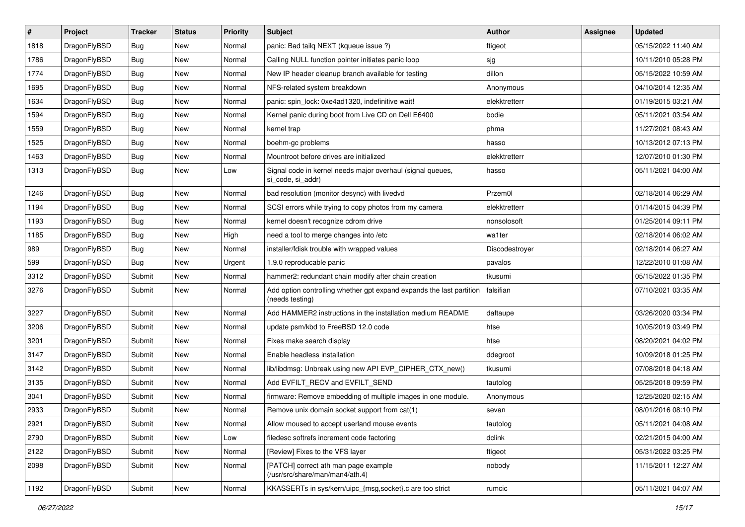| # | Project | Tracker | Status | Priority | Subject | Author | Assignee | Updated |
|---|---|---|---|---|---|---|---|---|
| 1818 | DragonFlyBSD | Bug | New | Normal | panic: Bad tailq NEXT (kqueue issue ?) | ftigeot | | 05/15/2022 11:40 AM |
| 1786 | DragonFlyBSD | Bug | New | Normal | Calling NULL function pointer initiates panic loop | sjg | | 10/11/2010 05:28 PM |
| 1774 | DragonFlyBSD | Bug | New | Normal | New IP header cleanup branch available for testing | dillon | | 05/15/2022 10:59 AM |
| 1695 | DragonFlyBSD | Bug | New | Normal | NFS-related system breakdown | Anonymous | | 04/10/2014 12:35 AM |
| 1634 | DragonFlyBSD | Bug | New | Normal | panic: spin_lock: 0xe4ad1320, indefinitive wait! | elekktretterr | | 01/19/2015 03:21 AM |
| 1594 | DragonFlyBSD | Bug | New | Normal | Kernel panic during boot from Live CD on Dell E6400 | bodie | | 05/11/2021 03:54 AM |
| 1559 | DragonFlyBSD | Bug | New | Normal | kernel trap | phma | | 11/27/2021 08:43 AM |
| 1525 | DragonFlyBSD | Bug | New | Normal | boehm-gc problems | hasso | | 10/13/2012 07:13 PM |
| 1463 | DragonFlyBSD | Bug | New | Normal | Mountroot before drives are initialized | elekktretterr | | 12/07/2010 01:30 PM |
| 1313 | DragonFlyBSD | Bug | New | Low | Signal code in kernel needs major overhaul (signal queues, si_code, si_addr) | hasso | | 05/11/2021 04:00 AM |
| 1246 | DragonFlyBSD | Bug | New | Normal | bad resolution (monitor desync) with livedvd | Przem0l | | 02/18/2014 06:29 AM |
| 1194 | DragonFlyBSD | Bug | New | Normal | SCSI errors while trying to copy photos from my camera | elekktretterr | | 01/14/2015 04:39 PM |
| 1193 | DragonFlyBSD | Bug | New | Normal | kernel doesn't recognize cdrom drive | nonsolosoft | | 01/25/2014 09:11 PM |
| 1185 | DragonFlyBSD | Bug | New | High | need a tool to merge changes into /etc | wa1ter | | 02/18/2014 06:02 AM |
| 989 | DragonFlyBSD | Bug | New | Normal | installer/fdisk trouble with wrapped values | Discodestroyer | | 02/18/2014 06:27 AM |
| 599 | DragonFlyBSD | Bug | New | Urgent | 1.9.0 reproducable panic | pavalos | | 12/22/2010 01:08 AM |
| 3312 | DragonFlyBSD | Submit | New | Normal | hammer2: redundant chain modify after chain creation | tkusumi | | 05/15/2022 01:35 PM |
| 3276 | DragonFlyBSD | Submit | New | Normal | Add option controlling whether gpt expand expands the last partition (needs testing) | falsifian | | 07/10/2021 03:35 AM |
| 3227 | DragonFlyBSD | Submit | New | Normal | Add HAMMER2 instructions in the installation medium README | daftaupe | | 03/26/2020 03:34 PM |
| 3206 | DragonFlyBSD | Submit | New | Normal | update psm/kbd to FreeBSD 12.0 code | htse | | 10/05/2019 03:49 PM |
| 3201 | DragonFlyBSD | Submit | New | Normal | Fixes make search display | htse | | 08/20/2021 04:02 PM |
| 3147 | DragonFlyBSD | Submit | New | Normal | Enable headless installation | ddegroot | | 10/09/2018 01:25 PM |
| 3142 | DragonFlyBSD | Submit | New | Normal | lib/libdmsg: Unbreak using new API EVP_CIPHER_CTX_new() | tkusumi | | 07/08/2018 04:18 AM |
| 3135 | DragonFlyBSD | Submit | New | Normal | Add EVFILT_RECV and EVFILT_SEND | tautolog | | 05/25/2018 09:59 PM |
| 3041 | DragonFlyBSD | Submit | New | Normal | firmware: Remove embedding of multiple images in one module. | Anonymous | | 12/25/2020 02:15 AM |
| 2933 | DragonFlyBSD | Submit | New | Normal | Remove unix domain socket support from cat(1) | sevan | | 08/01/2016 08:10 PM |
| 2921 | DragonFlyBSD | Submit | New | Normal | Allow moused to accept userland mouse events | tautolog | | 05/11/2021 04:08 AM |
| 2790 | DragonFlyBSD | Submit | New | Low | filedesc softrefs increment code factoring | dclink | | 02/21/2015 04:00 AM |
| 2122 | DragonFlyBSD | Submit | New | Normal | [Review] Fixes to the VFS layer | ftigeot | | 05/31/2022 03:25 PM |
| 2098 | DragonFlyBSD | Submit | New | Normal | [PATCH] correct ath man page example (/usr/src/share/man/man4/ath.4) | nobody | | 11/15/2011 12:27 AM |
| 1192 | DragonFlyBSD | Submit | New | Normal | KKASSERTs in sys/kern/uipc_{msg,socket}.c are too strict | rumcic | | 05/11/2021 04:07 AM |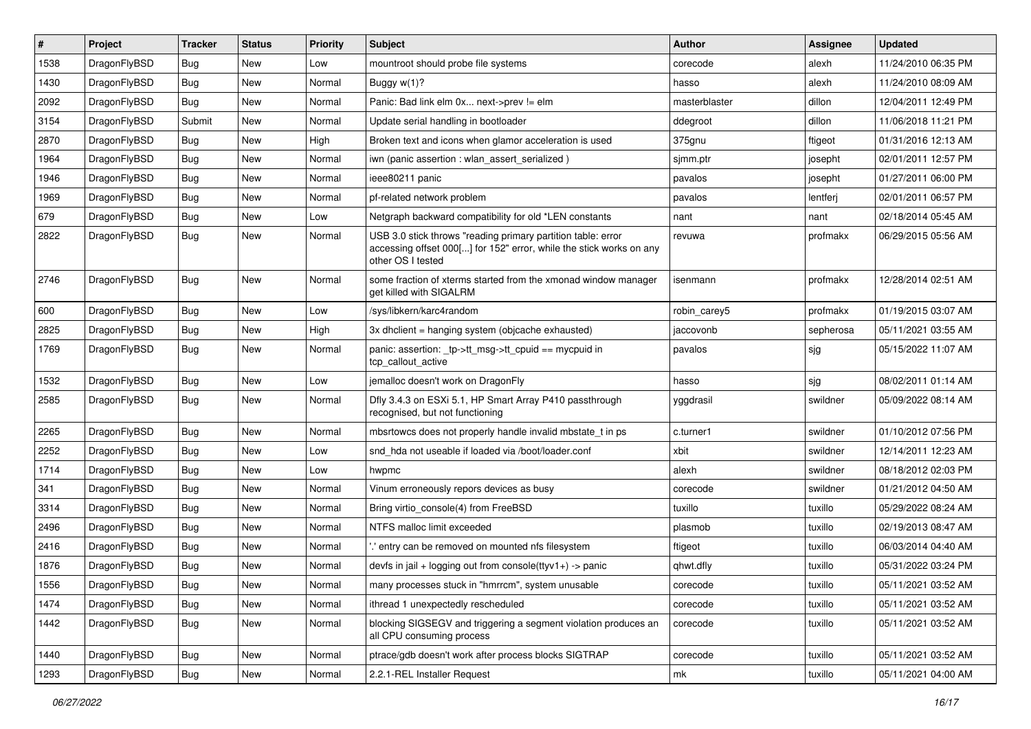| # | Project | Tracker | Status | Priority | Subject | Author | Assignee | Updated |
|---|---|---|---|---|---|---|---|---|
| 1538 | DragonFlyBSD | Bug | New | Low | mountroot should probe file systems | corecode | alexh | 11/24/2010 06:35 PM |
| 1430 | DragonFlyBSD | Bug | New | Normal | Buggy w(1)? | hasso | alexh | 11/24/2010 08:09 AM |
| 2092 | DragonFlyBSD | Bug | New | Normal | Panic: Bad link elm 0x... next->prev != elm | masterblaster | dillon | 12/04/2011 12:49 PM |
| 3154 | DragonFlyBSD | Submit | New | Normal | Update serial handling in bootloader | ddegroot | dillon | 11/06/2018 11:21 PM |
| 2870 | DragonFlyBSD | Bug | New | High | Broken text and icons when glamor acceleration is used | 375gnu | ftigeot | 01/31/2016 12:13 AM |
| 1964 | DragonFlyBSD | Bug | New | Normal | iwn (panic assertion : wlan_assert_serialized ) | sjmm.ptr | josepht | 02/01/2011 12:57 PM |
| 1946 | DragonFlyBSD | Bug | New | Normal | ieee80211 panic | pavalos | josepht | 01/27/2011 06:00 PM |
| 1969 | DragonFlyBSD | Bug | New | Normal | pf-related network problem | pavalos | lentferj | 02/01/2011 06:57 PM |
| 679 | DragonFlyBSD | Bug | New | Low | Netgraph backward compatibility for old *LEN constants | nant | nant | 02/18/2014 05:45 AM |
| 2822 | DragonFlyBSD | Bug | New | Normal | USB 3.0 stick throws "reading primary partition table: error accessing offset 000[...] for 152" error, while the stick works on any other OS I tested | revuwa | profmakx | 06/29/2015 05:56 AM |
| 2746 | DragonFlyBSD | Bug | New | Normal | some fraction of xterms started from the xmonad window manager get killed with SIGALRM | isenmann | profmakx | 12/28/2014 02:51 AM |
| 600 | DragonFlyBSD | Bug | New | Low | /sys/libkern/karc4random | robin_carey5 | profmakx | 01/19/2015 03:07 AM |
| 2825 | DragonFlyBSD | Bug | New | High | 3x dhclient = hanging system (objcache exhausted) | jaccovonb | sepherosa | 05/11/2021 03:55 AM |
| 1769 | DragonFlyBSD | Bug | New | Normal | panic: assertion: _tp->tt_msg->tt_cpuid == mycpuid in tcp_callout_active | pavalos | sjg | 05/15/2022 11:07 AM |
| 1532 | DragonFlyBSD | Bug | New | Low | jemalloc doesn't work on DragonFly | hasso | sjg | 08/02/2011 01:14 AM |
| 2585 | DragonFlyBSD | Bug | New | Normal | Dfly 3.4.3 on ESXi 5.1, HP Smart Array P410 passthrough recognised, but not functioning | yggdrasil | swildner | 05/09/2022 08:14 AM |
| 2265 | DragonFlyBSD | Bug | New | Normal | mbsrtowcs does not properly handle invalid mbstate_t in ps | c.turner1 | swildner | 01/10/2012 07:56 PM |
| 2252 | DragonFlyBSD | Bug | New | Low | snd_hda not useable if loaded via /boot/loader.conf | xbit | swildner | 12/14/2011 12:23 AM |
| 1714 | DragonFlyBSD | Bug | New | Low | hwpmc | alexh | swildner | 08/18/2012 02:03 PM |
| 341 | DragonFlyBSD | Bug | New | Normal | Vinum erroneously repors devices as busy | corecode | swildner | 01/21/2012 04:50 AM |
| 3314 | DragonFlyBSD | Bug | New | Normal | Bring virtio_console(4) from FreeBSD | tuxillo | tuxillo | 05/29/2022 08:24 AM |
| 2496 | DragonFlyBSD | Bug | New | Normal | NTFS malloc limit exceeded | plasmob | tuxillo | 02/19/2013 08:47 AM |
| 2416 | DragonFlyBSD | Bug | New | Normal | '.' entry can be removed on mounted nfs filesystem | ftigeot | tuxillo | 06/03/2014 04:40 AM |
| 1876 | DragonFlyBSD | Bug | New | Normal | devfs in jail + logging out from console(ttyv1+) -> panic | qhwt.dfly | tuxillo | 05/31/2022 03:24 PM |
| 1556 | DragonFlyBSD | Bug | New | Normal | many processes stuck in "hmrrcm", system unusable | corecode | tuxillo | 05/11/2021 03:52 AM |
| 1474 | DragonFlyBSD | Bug | New | Normal | ithread 1 unexpectedly rescheduled | corecode | tuxillo | 05/11/2021 03:52 AM |
| 1442 | DragonFlyBSD | Bug | New | Normal | blocking SIGSEGV and triggering a segment violation produces an all CPU consuming process | corecode | tuxillo | 05/11/2021 03:52 AM |
| 1440 | DragonFlyBSD | Bug | New | Normal | ptrace/gdb doesn't work after process blocks SIGTRAP | corecode | tuxillo | 05/11/2021 03:52 AM |
| 1293 | DragonFlyBSD | Bug | New | Normal | 2.2.1-REL Installer Request | mk | tuxillo | 05/11/2021 04:00 AM |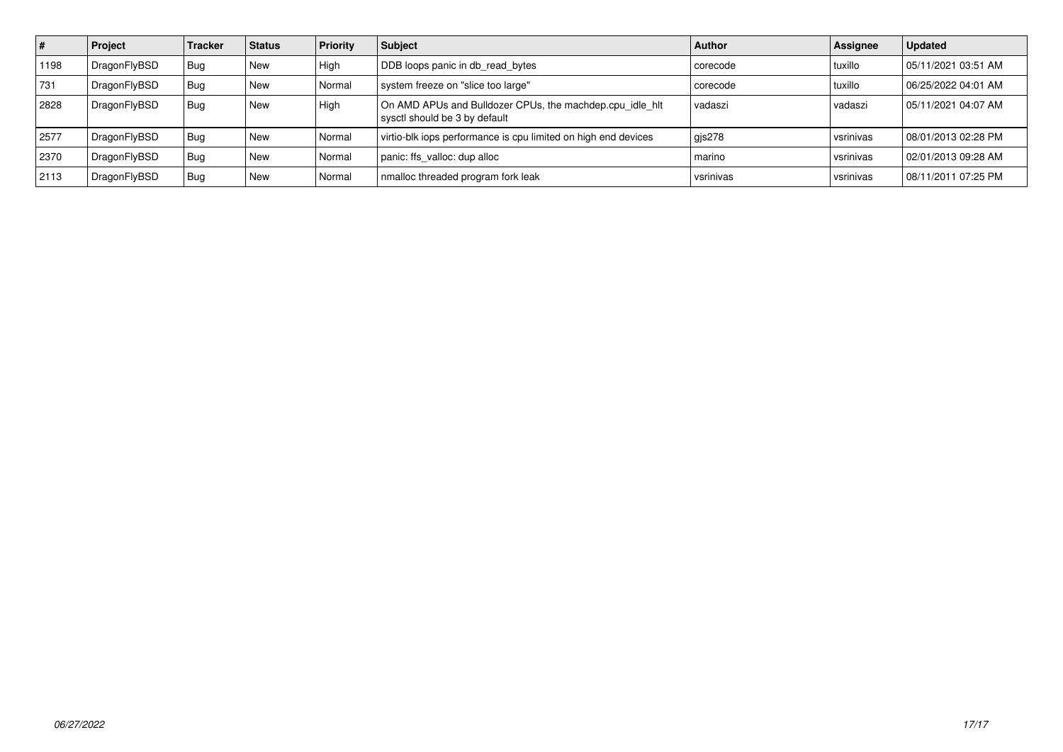| # | Project | Tracker | Status | Priority | Subject | Author | Assignee | Updated |
|---|---|---|---|---|---|---|---|---|
| 1198 | DragonFlyBSD | Bug | New | High | DDB loops panic in db_read_bytes | corecode | tuxillo | 05/11/2021 03:51 AM |
| 731 | DragonFlyBSD | Bug | New | Normal | system freeze on "slice too large" | corecode | tuxillo | 06/25/2022 04:01 AM |
| 2828 | DragonFlyBSD | Bug | New | High | On AMD APUs and Bulldozer CPUs, the machdep.cpu_idle_hlt sysctl should be 3 by default | vadaszi | vadaszi | 05/11/2021 04:07 AM |
| 2577 | DragonFlyBSD | Bug | New | Normal | virtio-blk iops performance is cpu limited on high end devices | gjs278 | vsrinivas | 08/01/2013 02:28 PM |
| 2370 | DragonFlyBSD | Bug | New | Normal | panic: ffs_valloc: dup alloc | marino | vsrinivas | 02/01/2013 09:28 AM |
| 2113 | DragonFlyBSD | Bug | New | Normal | nmalloc threaded program fork leak | vsrinivas | vsrinivas | 08/11/2011 07:25 PM |